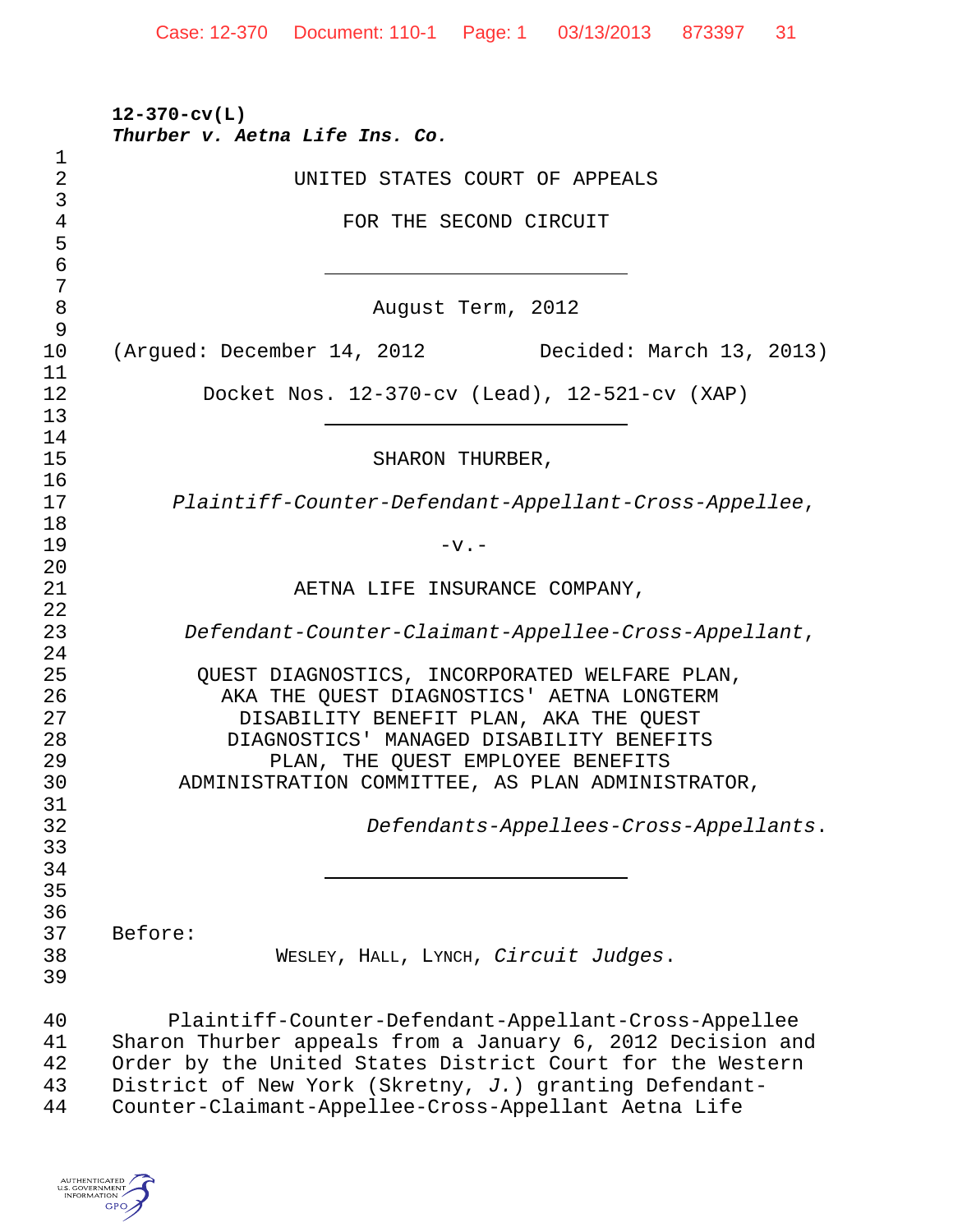**12-370-cv(L)**
***Thurber v. Aetna Life Ins. Co.***

UNITED STATES COURT OF APPEALS

FOR THE SECOND CIRCUIT

---

August Term, 2012

(Argued: December 14, 2012 Decided: March 13, 2013)

Docket Nos. 12-370-cv (Lead), 12-521-cv (XAP)

---

SHARON THURBER,

*Plaintiff-Counter-Defendant-Appellant-Cross-Appellee*,

-v.-

AETNA LIFE INSURANCE COMPANY,

*Defendant-Counter-Claimant-Appellee-Cross-Appellant*,

QUEST DIAGNOSTICS, INCORPORATED WELFARE PLAN, AKA THE QUEST DIAGNOSTICS' AETNA LONGTERM DISABILITY BENEFIT PLAN, AKA THE QUEST DIAGNOSTICS' MANAGED DISABILITY BENEFITS PLAN, THE QUEST EMPLOYEE BENEFITS ADMINISTRATION COMMITTEE, AS PLAN ADMINISTRATOR,

*Defendants-Appellees-Cross-Appellants*.

---

Before:

WESLEY, HALL, LYNCH, *Circuit Judges*.

Plaintiff-Counter-Defendant-Appellant-Cross-Appellee Sharon Thurber appeals from a January 6, 2012 Decision and Order by the United States District Court for the Western District of New York (Skretny, *J.*) granting Defendant-Counter-Claimant-Appellee-Cross-Appellant Aetna Life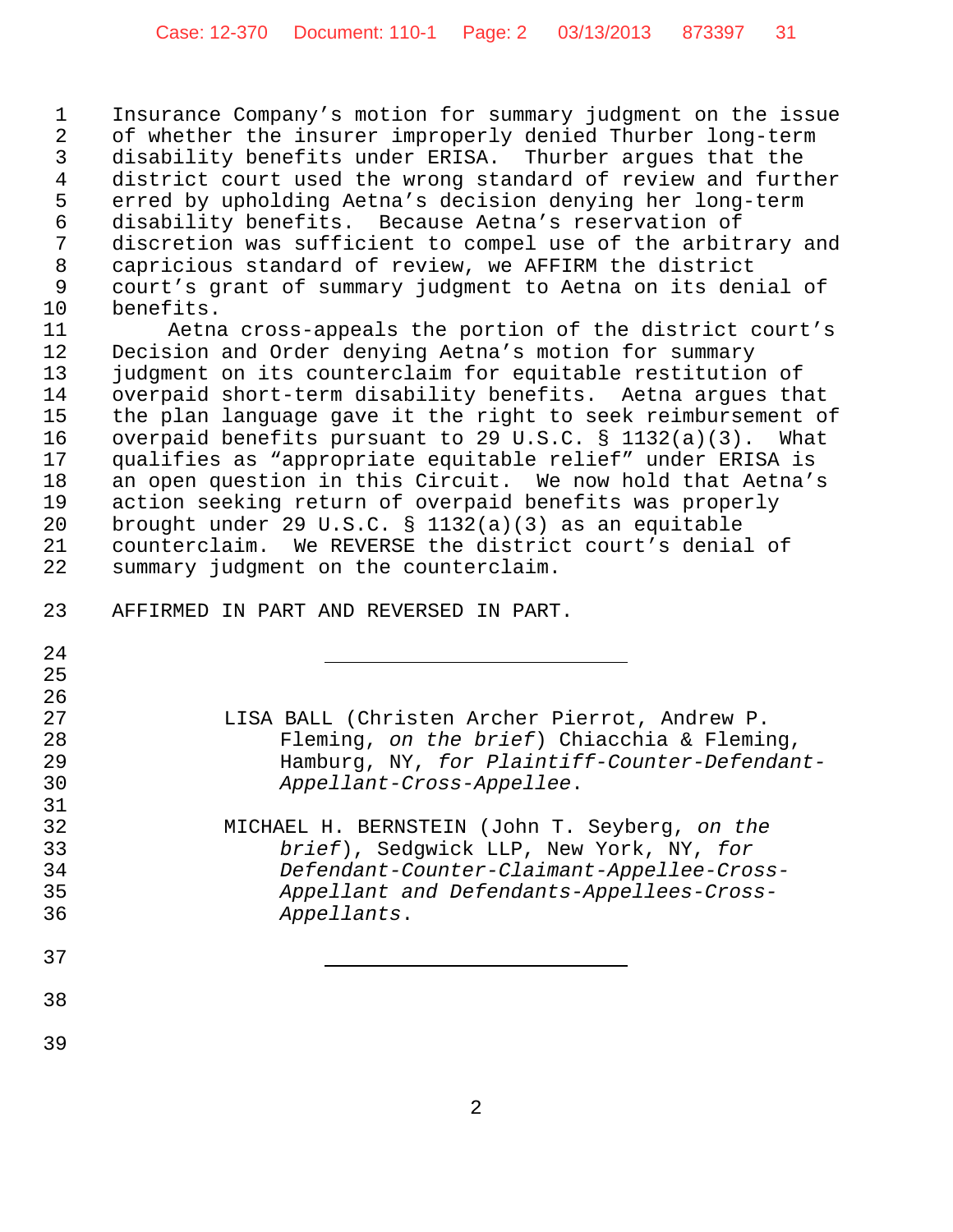Insurance Company's motion for summary judgment on the issue of whether the insurer improperly denied Thurber long-term disability benefits under ERISA. Thurber argues that the district court used the wrong standard of review and further erred by upholding Aetna's decision denying her long-term disability benefits. Because Aetna's reservation of discretion was sufficient to compel use of the arbitrary and capricious standard of review, we AFFIRM the district court's grant of summary judgment to Aetna on its denial of benefits.

Aetna cross-appeals the portion of the district court's Decision and Order denying Aetna's motion for summary judgment on its counterclaim for equitable restitution of overpaid short-term disability benefits. Aetna argues that the plan language gave it the right to seek reimbursement of overpaid benefits pursuant to 29 U.S.C. § 1132(a)(3). What qualifies as "appropriate equitable relief" under ERISA is an open question in this Circuit. We now hold that Aetna's action seeking return of overpaid benefits was properly brought under 29 U.S.C. § 1132(a)(3) as an equitable counterclaim. We REVERSE the district court's denial of summary judgment on the counterclaim.

AFFIRMED IN PART AND REVERSED IN PART.

---

LISA BALL (Christen Archer Pierrot, Andrew P. Fleming, *on the brief*) Chiacchia & Fleming, Hamburg, NY, *for Plaintiff-Counter-Defendant-Appellant-Cross-Appellee*.

MICHAEL H. BERNSTEIN (John T. Seyberg, *on the brief*), Sedgwick LLP, New York, NY, *for Defendant-Counter-Claimant-Appellee-Cross-Appellant and Defendants-Appellees-Cross-Appellants*.

---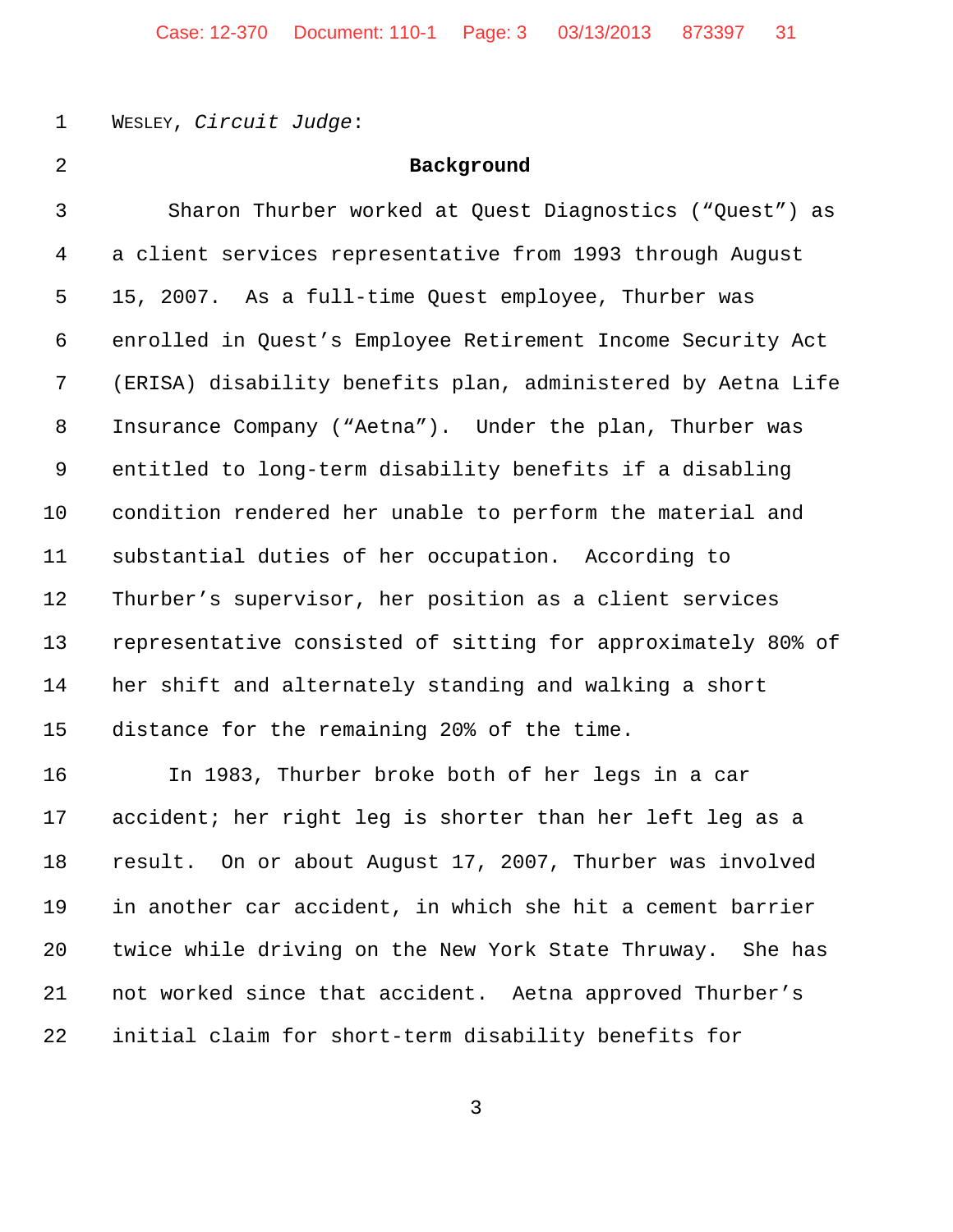WESLEY, *Circuit Judge*:

## Background

Sharon Thurber worked at Quest Diagnostics ("Quest") as a client services representative from 1993 through August 15, 2007. As a full-time Quest employee, Thurber was enrolled in Quest's Employee Retirement Income Security Act (ERISA) disability benefits plan, administered by Aetna Life Insurance Company ("Aetna"). Under the plan, Thurber was entitled to long-term disability benefits if a disabling condition rendered her unable to perform the material and substantial duties of her occupation. According to Thurber's supervisor, her position as a client services representative consisted of sitting for approximately 80% of her shift and alternately standing and walking a short distance for the remaining 20% of the time.

In 1983, Thurber broke both of her legs in a car accident; her right leg is shorter than her left leg as a result. On or about August 17, 2007, Thurber was involved in another car accident, in which she hit a cement barrier twice while driving on the New York State Thruway. She has not worked since that accident. Aetna approved Thurber's initial claim for short-term disability benefits for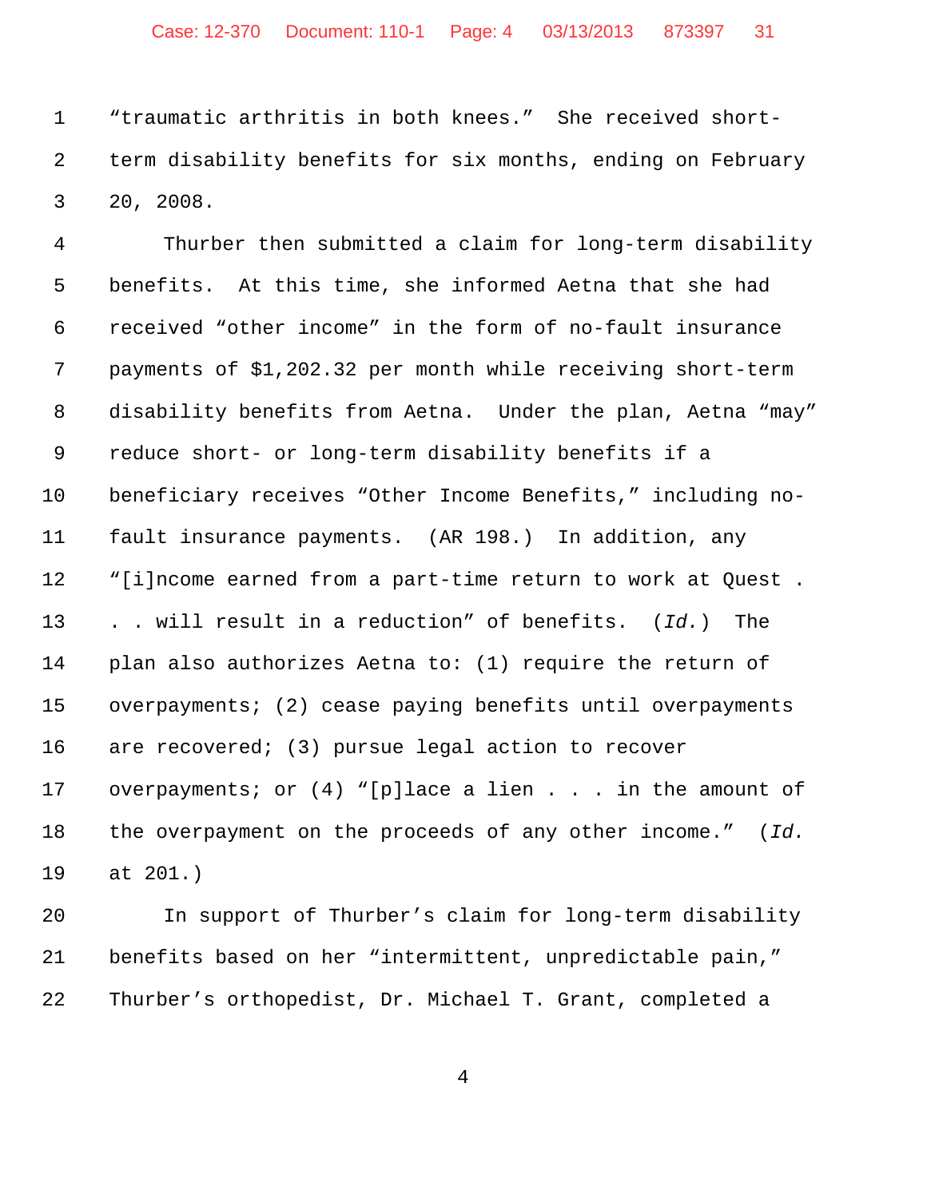"traumatic arthritis in both knees." She received short-term disability benefits for six months, ending on February 20, 2008.

Thurber then submitted a claim for long-term disability benefits. At this time, she informed Aetna that she had received "other income" in the form of no-fault insurance payments of $1,202.32 per month while receiving short-term disability benefits from Aetna. Under the plan, Aetna "may" reduce short- or long-term disability benefits if a beneficiary receives "Other Income Benefits," including no-fault insurance payments. (AR 198.) In addition, any "[i]ncome earned from a part-time return to work at Quest . . . will result in a reduction" of benefits. (*Id.*) The plan also authorizes Aetna to: (1) require the return of overpayments; (2) cease paying benefits until overpayments are recovered; (3) pursue legal action to recover overpayments; or (4) "[p]lace a lien . . . in the amount of the overpayment on the proceeds of any other income." (*Id.* at 201.)

In support of Thurber's claim for long-term disability benefits based on her "intermittent, unpredictable pain," Thurber's orthopedist, Dr. Michael T. Grant, completed a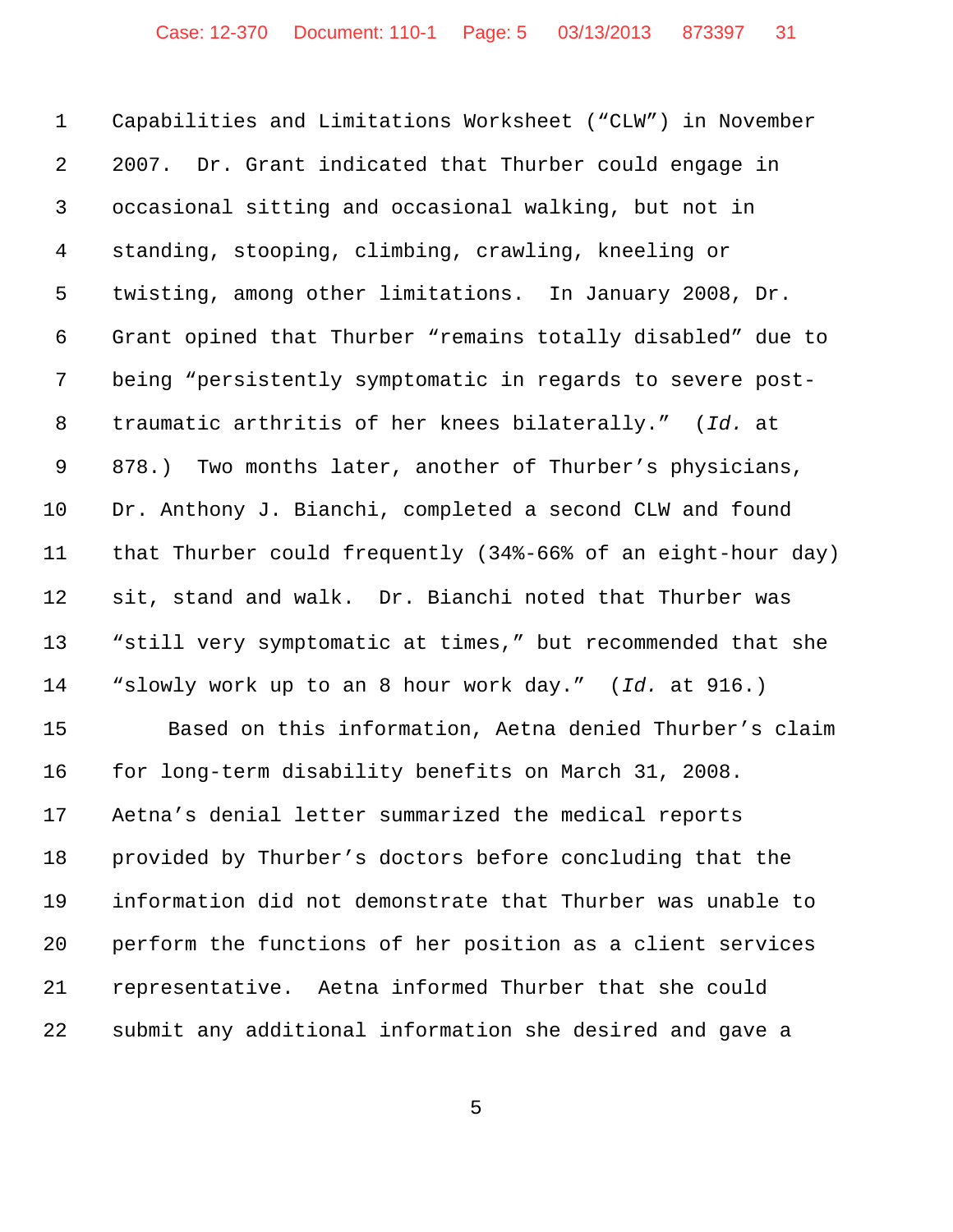Capabilities and Limitations Worksheet ("CLW") in November 2007. Dr. Grant indicated that Thurber could engage in occasional sitting and occasional walking, but not in standing, stooping, climbing, crawling, kneeling or twisting, among other limitations. In January 2008, Dr. Grant opined that Thurber "remains totally disabled" due to being "persistently symptomatic in regards to severe post-traumatic arthritis of her knees bilaterally." (*Id.* at 878.) Two months later, another of Thurber's physicians, Dr. Anthony J. Bianchi, completed a second CLW and found that Thurber could frequently (34%-66% of an eight-hour day) sit, stand and walk. Dr. Bianchi noted that Thurber was "still very symptomatic at times," but recommended that she "slowly work up to an 8 hour work day." (*Id.* at 916.)

Based on this information, Aetna denied Thurber's claim for long-term disability benefits on March 31, 2008. Aetna's denial letter summarized the medical reports provided by Thurber's doctors before concluding that the information did not demonstrate that Thurber was unable to perform the functions of her position as a client services representative. Aetna informed Thurber that she could submit any additional information she desired and gave a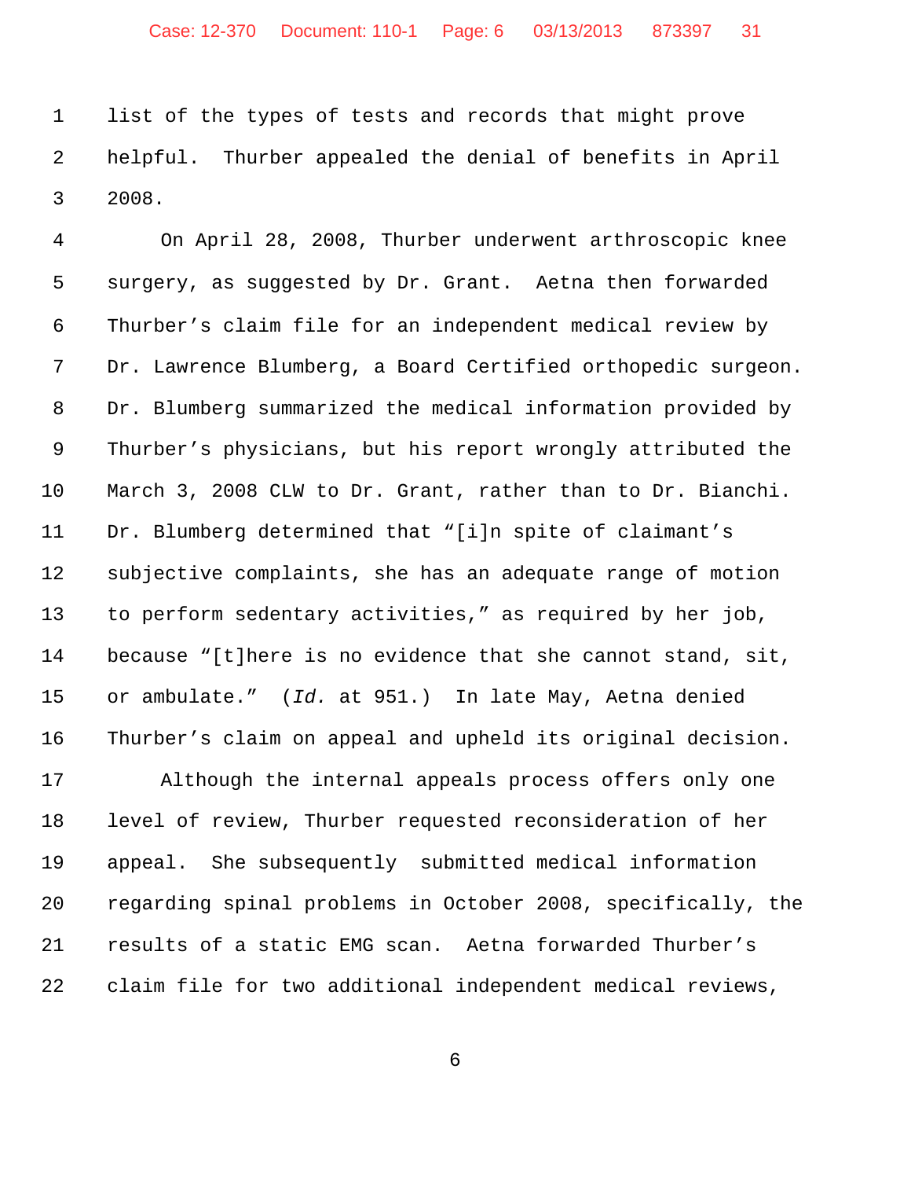list of the types of tests and records that might prove helpful. Thurber appealed the denial of benefits in April 2008.

On April 28, 2008, Thurber underwent arthroscopic knee surgery, as suggested by Dr. Grant. Aetna then forwarded Thurber's claim file for an independent medical review by Dr. Lawrence Blumberg, a Board Certified orthopedic surgeon. Dr. Blumberg summarized the medical information provided by Thurber's physicians, but his report wrongly attributed the March 3, 2008 CLW to Dr. Grant, rather than to Dr. Bianchi. Dr. Blumberg determined that "[i]n spite of claimant's subjective complaints, she has an adequate range of motion to perform sedentary activities," as required by her job, because "[t]here is no evidence that she cannot stand, sit, or ambulate." (*Id.* at 951.) In late May, Aetna denied Thurber's claim on appeal and upheld its original decision.

Although the internal appeals process offers only one level of review, Thurber requested reconsideration of her appeal. She subsequently submitted medical information regarding spinal problems in October 2008, specifically, the results of a static EMG scan. Aetna forwarded Thurber's claim file for two additional independent medical reviews,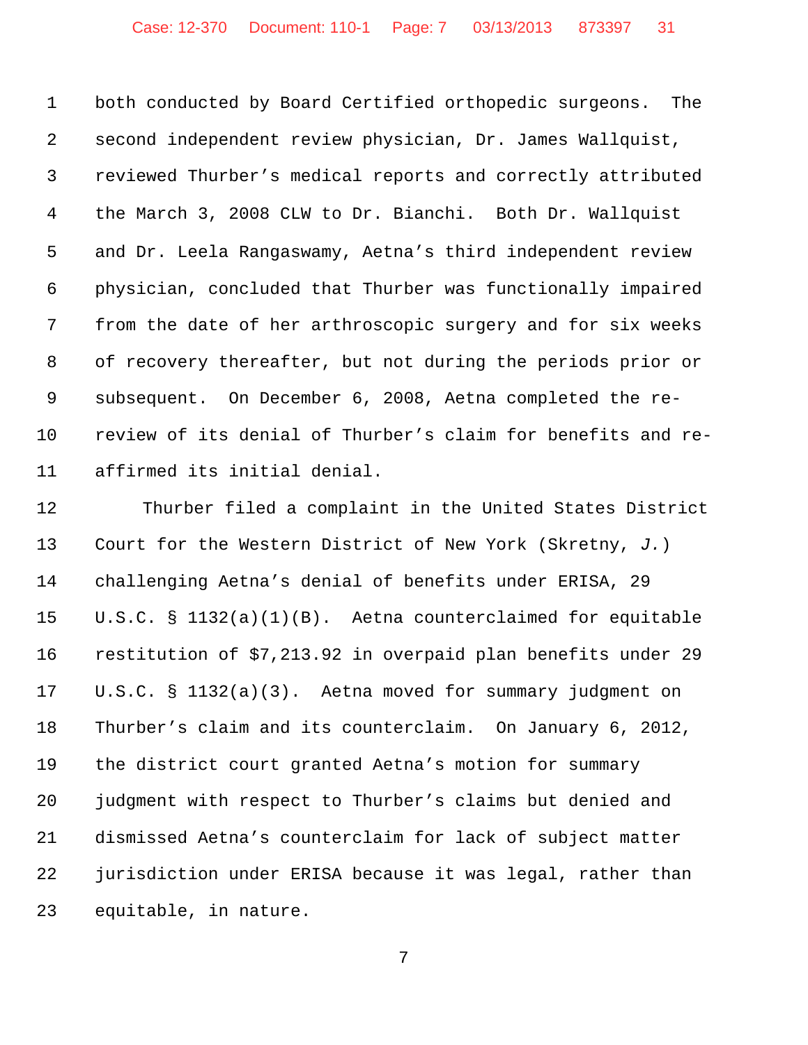both conducted by Board Certified orthopedic surgeons. The second independent review physician, Dr. James Wallquist, reviewed Thurber's medical reports and correctly attributed the March 3, 2008 CLW to Dr. Bianchi. Both Dr. Wallquist and Dr. Leela Rangaswamy, Aetna's third independent review physician, concluded that Thurber was functionally impaired from the date of her arthroscopic surgery and for six weeks of recovery thereafter, but not during the periods prior or subsequent. On December 6, 2008, Aetna completed the re-review of its denial of Thurber's claim for benefits and re-affirmed its initial denial.

Thurber filed a complaint in the United States District Court for the Western District of New York (Skretny, *J.*) challenging Aetna's denial of benefits under ERISA, 29 U.S.C. § 1132(a)(1)(B). Aetna counterclaimed for equitable restitution of $7,213.92 in overpaid plan benefits under 29 U.S.C. § 1132(a)(3). Aetna moved for summary judgment on Thurber's claim and its counterclaim. On January 6, 2012, the district court granted Aetna's motion for summary judgment with respect to Thurber's claims but denied and dismissed Aetna's counterclaim for lack of subject matter jurisdiction under ERISA because it was legal, rather than equitable, in nature.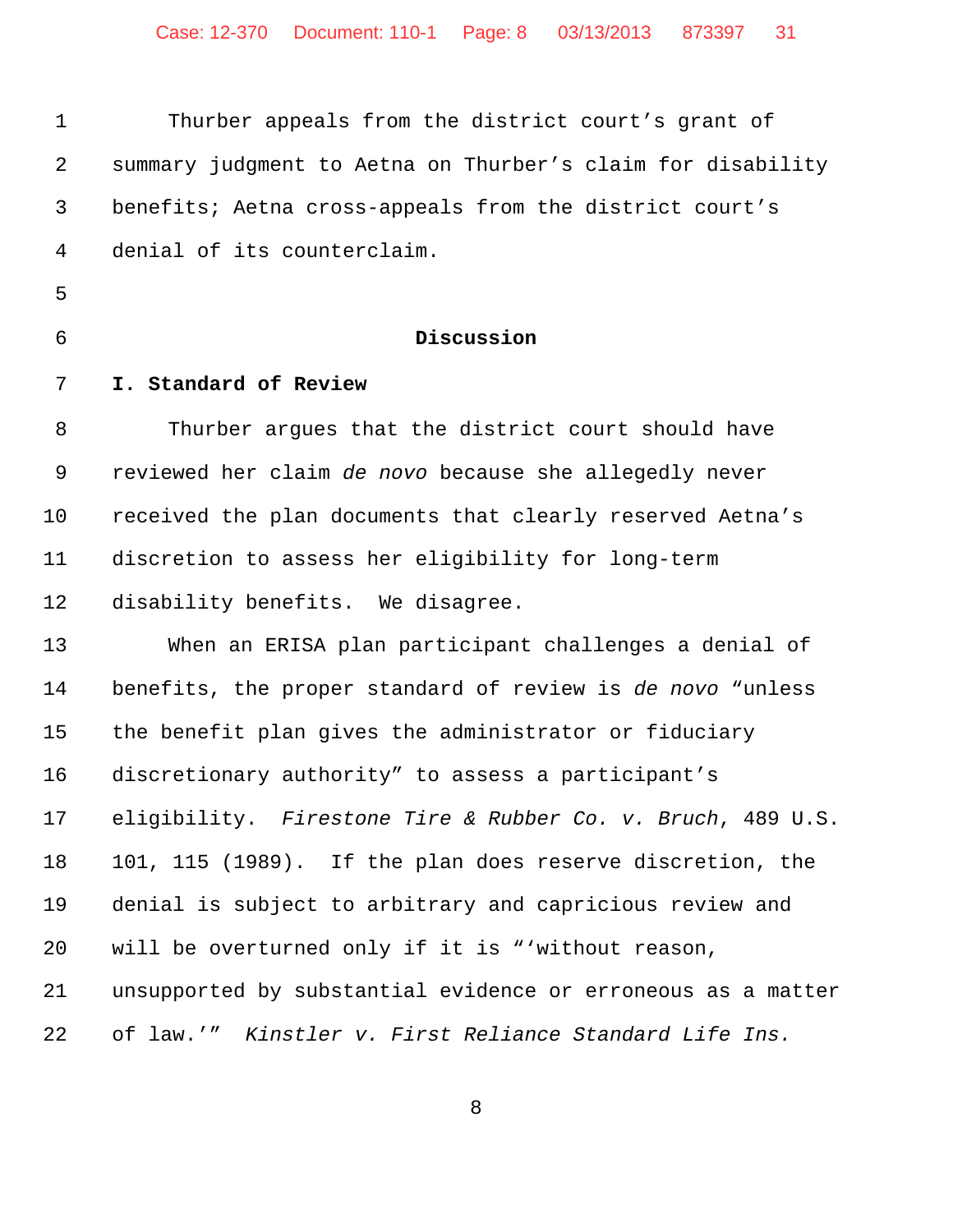Thurber appeals from the district court's grant of summary judgment to Aetna on Thurber's claim for disability benefits; Aetna cross-appeals from the district court's denial of its counterclaim.

## Discussion

### I. Standard of Review

Thurber argues that the district court should have reviewed her claim *de novo* because she allegedly never received the plan documents that clearly reserved Aetna's discretion to assess her eligibility for long-term disability benefits. We disagree.

When an ERISA plan participant challenges a denial of benefits, the proper standard of review is *de novo* "unless the benefit plan gives the administrator or fiduciary discretionary authority" to assess a participant's eligibility. *Firestone Tire & Rubber Co. v. Bruch*, 489 U.S. 101, 115 (1989). If the plan does reserve discretion, the denial is subject to arbitrary and capricious review and will be overturned only if it is "'without reason, unsupported by substantial evidence or erroneous as a matter of law.'" *Kinstler v. First Reliance Standard Life Ins.*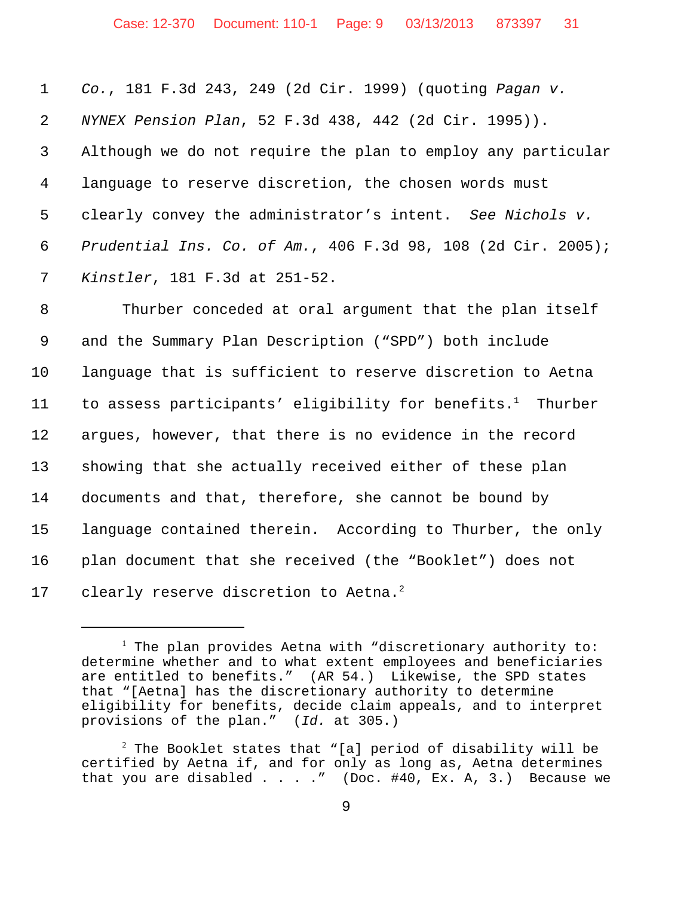*Co.*, 181 F.3d 243, 249 (2d Cir. 1999) (quoting *Pagan v. NYNEX Pension Plan*, 52 F.3d 438, 442 (2d Cir. 1995)). Although we do not require the plan to employ any particular language to reserve discretion, the chosen words must clearly convey the administrator's intent. *See Nichols v. Prudential Ins. Co. of Am.*, 406 F.3d 98, 108 (2d Cir. 2005); *Kinstler*, 181 F.3d at 251-52.

Thurber conceded at oral argument that the plan itself and the Summary Plan Description ("SPD") both include language that is sufficient to reserve discretion to Aetna to assess participants' eligibility for benefits.[1] Thurber argues, however, that there is no evidence in the record showing that she actually received either of these plan documents and that, therefore, she cannot be bound by language contained therein. According to Thurber, the only plan document that she received (the "Booklet") does not clearly reserve discretion to Aetna.[2]

---

[1] The plan provides Aetna with "discretionary authority to: determine whether and to what extent employees and beneficiaries are entitled to benefits." (AR 54.) Likewise, the SPD states that "[Aetna] has the discretionary authority to determine eligibility for benefits, decide claim appeals, and to interpret provisions of the plan." (*Id.* at 305.)

[2] The Booklet states that "[a] period of disability will be certified by Aetna if, and for only as long as, Aetna determines that you are disabled . . . ." (Doc. #40, Ex. A, 3.) Because we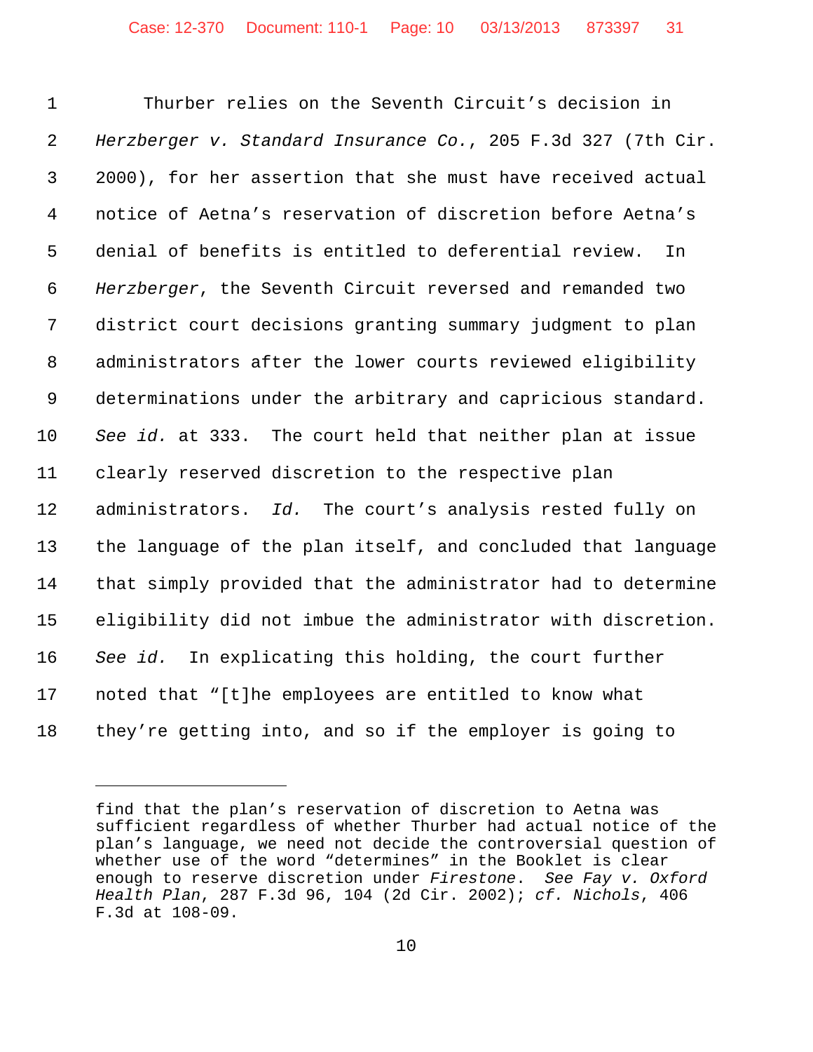Thurber relies on the Seventh Circuit's decision in *Herzberger v. Standard Insurance Co.*, 205 F.3d 327 (7th Cir. 2000), for her assertion that she must have received actual notice of Aetna's reservation of discretion before Aetna's denial of benefits is entitled to deferential review. In *Herzberger*, the Seventh Circuit reversed and remanded two district court decisions granting summary judgment to plan administrators after the lower courts reviewed eligibility determinations under the arbitrary and capricious standard. *See id.* at 333. The court held that neither plan at issue clearly reserved discretion to the respective plan administrators. *Id.* The court's analysis rested fully on the language of the plan itself, and concluded that language that simply provided that the administrator had to determine eligibility did not imbue the administrator with discretion. *See id.* In explicating this holding, the court further noted that "[t]he employees are entitled to know what they're getting into, and so if the employer is going to

---

find that the plan's reservation of discretion to Aetna was sufficient regardless of whether Thurber had actual notice of the plan's language, we need not decide the controversial question of whether use of the word "determines" in the Booklet is clear enough to reserve discretion under *Firestone*. *See Fay v. Oxford Health Plan*, 287 F.3d 96, 104 (2d Cir. 2002); *cf. Nichols*, 406 F.3d at 108-09.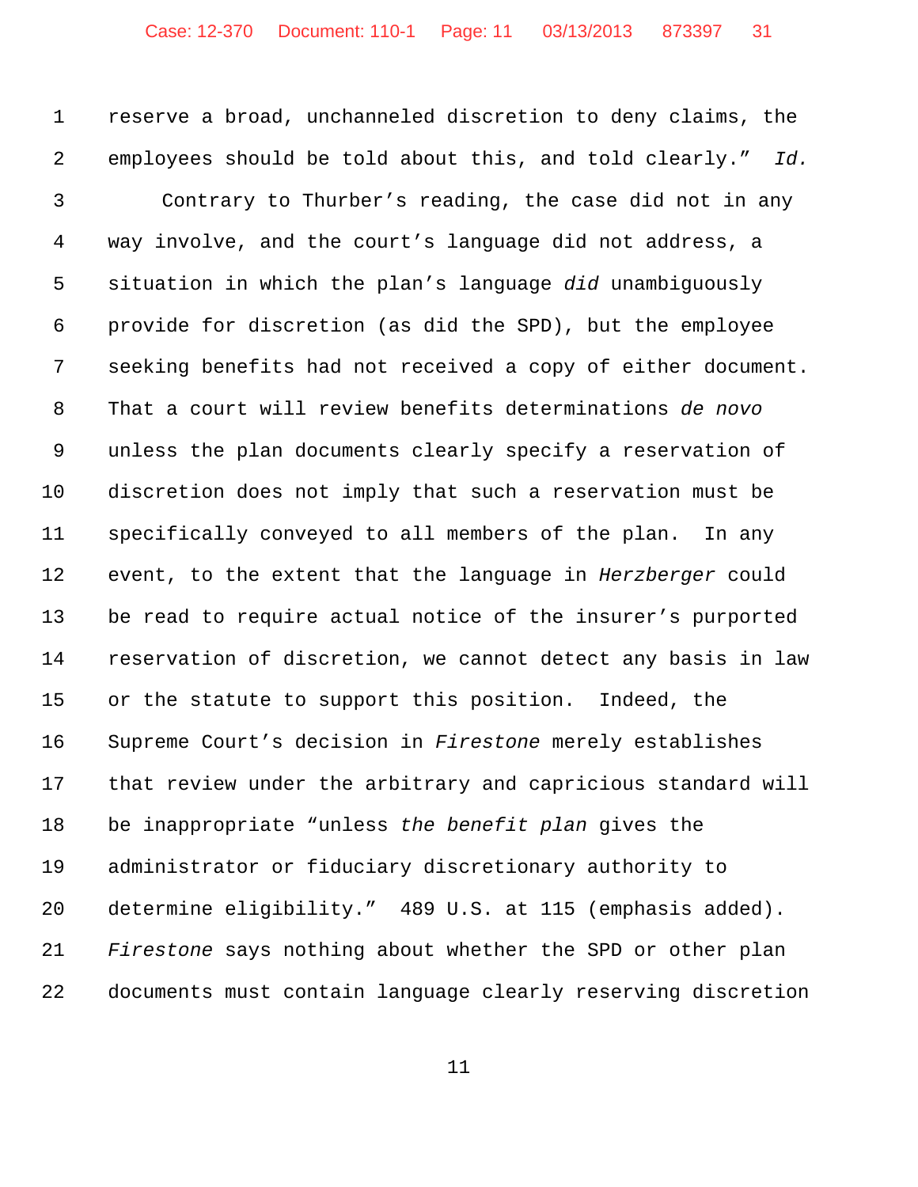reserve a broad, unchanneled discretion to deny claims, the employees should be told about this, and told clearly." *Id.*

Contrary to Thurber's reading, the case did not in any way involve, and the court's language did not address, a situation in which the plan's language *did* unambiguously provide for discretion (as did the SPD), but the employee seeking benefits had not received a copy of either document. That a court will review benefits determinations *de novo* unless the plan documents clearly specify a reservation of discretion does not imply that such a reservation must be specifically conveyed to all members of the plan. In any event, to the extent that the language in *Herzberger* could be read to require actual notice of the insurer's purported reservation of discretion, we cannot detect any basis in law or the statute to support this position. Indeed, the Supreme Court's decision in *Firestone* merely establishes that review under the arbitrary and capricious standard will be inappropriate "unless *the benefit plan* gives the administrator or fiduciary discretionary authority to determine eligibility." 489 U.S. at 115 (emphasis added). *Firestone* says nothing about whether the SPD or other plan documents must contain language clearly reserving discretion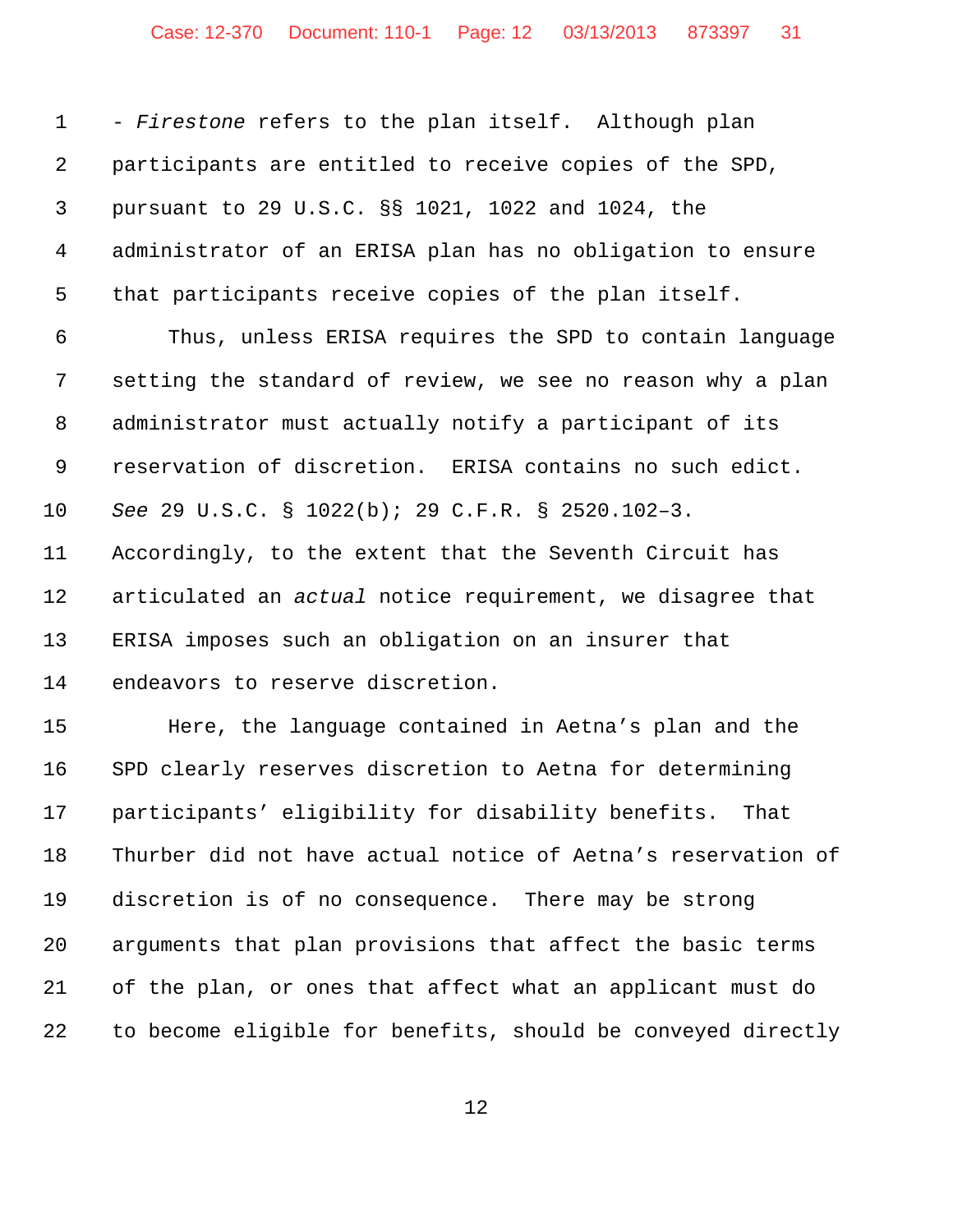- *Firestone* refers to the plan itself. Although plan participants are entitled to receive copies of the SPD, pursuant to 29 U.S.C. §§ 1021, 1022 and 1024, the administrator of an ERISA plan has no obligation to ensure that participants receive copies of the plan itself.

Thus, unless ERISA requires the SPD to contain language setting the standard of review, we see no reason why a plan administrator must actually notify a participant of its reservation of discretion. ERISA contains no such edict. *See* 29 U.S.C. § 1022(b); 29 C.F.R. § 2520.102–3. Accordingly, to the extent that the Seventh Circuit has articulated an *actual* notice requirement, we disagree that ERISA imposes such an obligation on an insurer that endeavors to reserve discretion.

Here, the language contained in Aetna's plan and the SPD clearly reserves discretion to Aetna for determining participants' eligibility for disability benefits. That Thurber did not have actual notice of Aetna's reservation of discretion is of no consequence. There may be strong arguments that plan provisions that affect the basic terms of the plan, or ones that affect what an applicant must do to become eligible for benefits, should be conveyed directly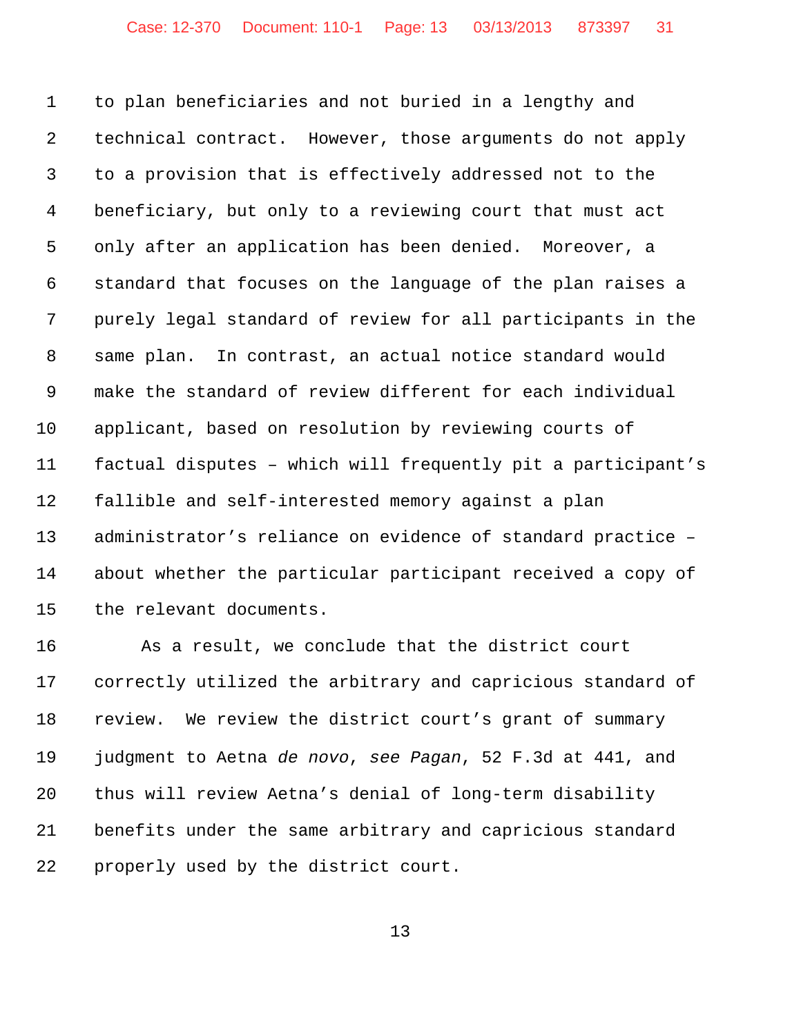to plan beneficiaries and not buried in a lengthy and technical contract. However, those arguments do not apply to a provision that is effectively addressed not to the beneficiary, but only to a reviewing court that must act only after an application has been denied. Moreover, a standard that focuses on the language of the plan raises a purely legal standard of review for all participants in the same plan. In contrast, an actual notice standard would make the standard of review different for each individual applicant, based on resolution by reviewing courts of factual disputes – which will frequently pit a participant's fallible and self-interested memory against a plan administrator's reliance on evidence of standard practice – about whether the particular participant received a copy of the relevant documents.

As a result, we conclude that the district court correctly utilized the arbitrary and capricious standard of review. We review the district court's grant of summary judgment to Aetna *de novo*, *see Pagan*, 52 F.3d at 441, and thus will review Aetna's denial of long-term disability benefits under the same arbitrary and capricious standard properly used by the district court.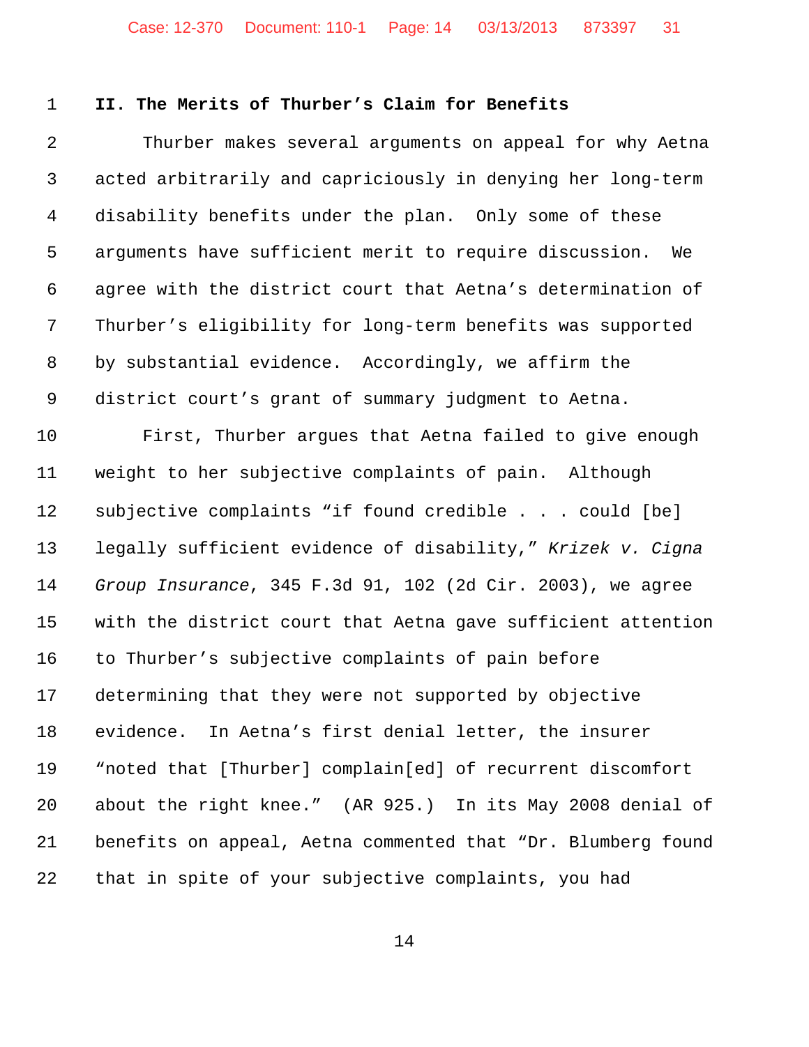## II. The Merits of Thurber's Claim for Benefits

Thurber makes several arguments on appeal for why Aetna acted arbitrarily and capriciously in denying her long-term disability benefits under the plan. Only some of these arguments have sufficient merit to require discussion. We agree with the district court that Aetna's determination of Thurber's eligibility for long-term benefits was supported by substantial evidence. Accordingly, we affirm the district court's grant of summary judgment to Aetna.

First, Thurber argues that Aetna failed to give enough weight to her subjective complaints of pain. Although subjective complaints "if found credible . . . could [be] legally sufficient evidence of disability," *Krizek v. Cigna Group Insurance*, 345 F.3d 91, 102 (2d Cir. 2003), we agree with the district court that Aetna gave sufficient attention to Thurber's subjective complaints of pain before determining that they were not supported by objective evidence. In Aetna's first denial letter, the insurer "noted that [Thurber] complain[ed] of recurrent discomfort about the right knee." (AR 925.) In its May 2008 denial of benefits on appeal, Aetna commented that "Dr. Blumberg found that in spite of your subjective complaints, you had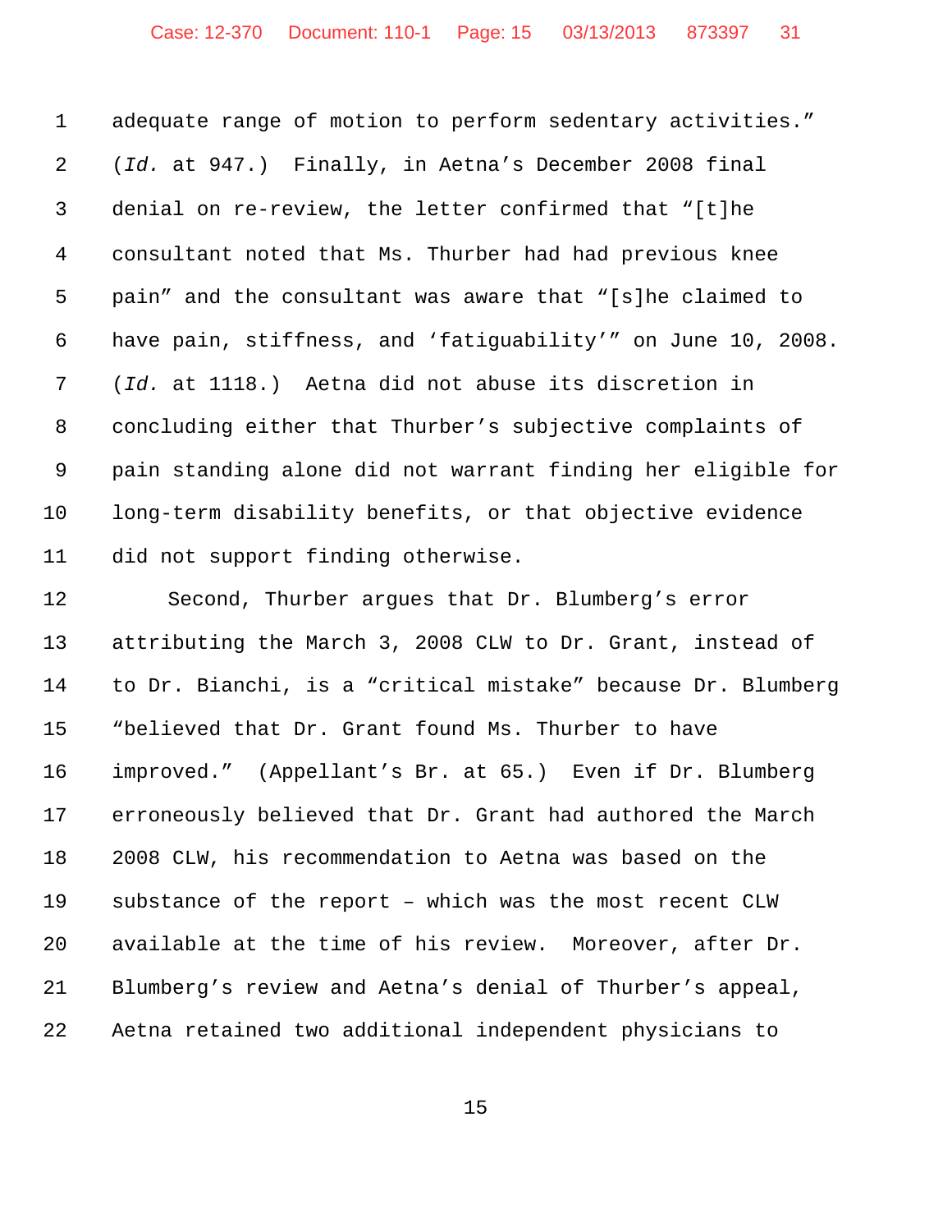adequate range of motion to perform sedentary activities." (*Id.* at 947.) Finally, in Aetna's December 2008 final denial on re-review, the letter confirmed that "[t]he consultant noted that Ms. Thurber had had previous knee pain" and the consultant was aware that "[s]he claimed to have pain, stiffness, and 'fatiguability'" on June 10, 2008. (*Id.* at 1118.) Aetna did not abuse its discretion in concluding either that Thurber's subjective complaints of pain standing alone did not warrant finding her eligible for long-term disability benefits, or that objective evidence did not support finding otherwise.

Second, Thurber argues that Dr. Blumberg's error attributing the March 3, 2008 CLW to Dr. Grant, instead of to Dr. Bianchi, is a "critical mistake" because Dr. Blumberg "believed that Dr. Grant found Ms. Thurber to have improved." (Appellant's Br. at 65.) Even if Dr. Blumberg erroneously believed that Dr. Grant had authored the March 2008 CLW, his recommendation to Aetna was based on the substance of the report – which was the most recent CLW available at the time of his review. Moreover, after Dr. Blumberg's review and Aetna's denial of Thurber's appeal, Aetna retained two additional independent physicians to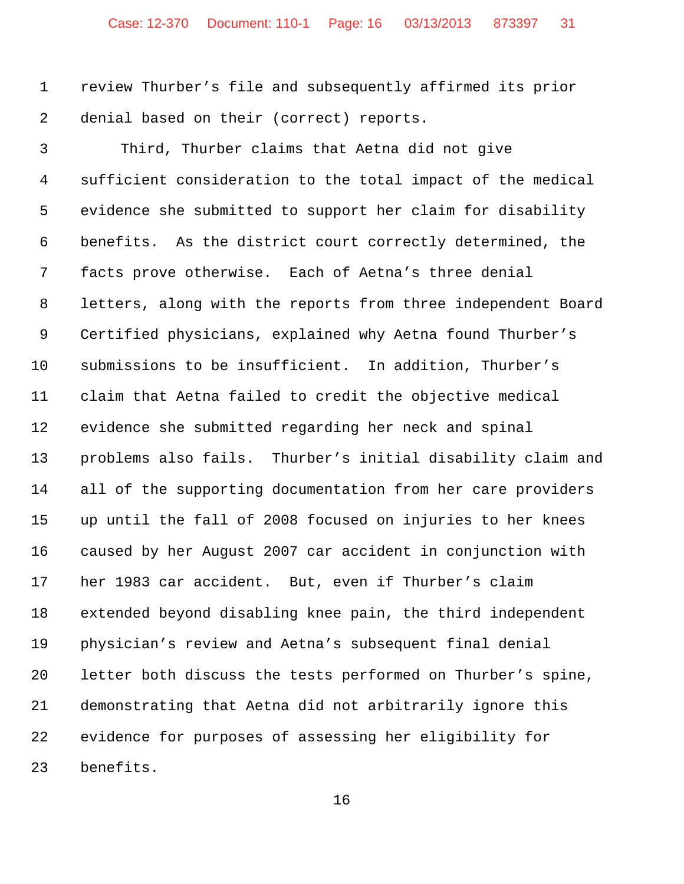review Thurber’s file and subsequently affirmed its prior denial based on their (correct) reports.

Third, Thurber claims that Aetna did not give sufficient consideration to the total impact of the medical evidence she submitted to support her claim for disability benefits. As the district court correctly determined, the facts prove otherwise. Each of Aetna’s three denial letters, along with the reports from three independent Board Certified physicians, explained why Aetna found Thurber’s submissions to be insufficient. In addition, Thurber’s claim that Aetna failed to credit the objective medical evidence she submitted regarding her neck and spinal problems also fails. Thurber’s initial disability claim and all of the supporting documentation from her care providers up until the fall of 2008 focused on injuries to her knees caused by her August 2007 car accident in conjunction with her 1983 car accident. But, even if Thurber’s claim extended beyond disabling knee pain, the third independent physician’s review and Aetna’s subsequent final denial letter both discuss the tests performed on Thurber’s spine, demonstrating that Aetna did not arbitrarily ignore this evidence for purposes of assessing her eligibility for benefits.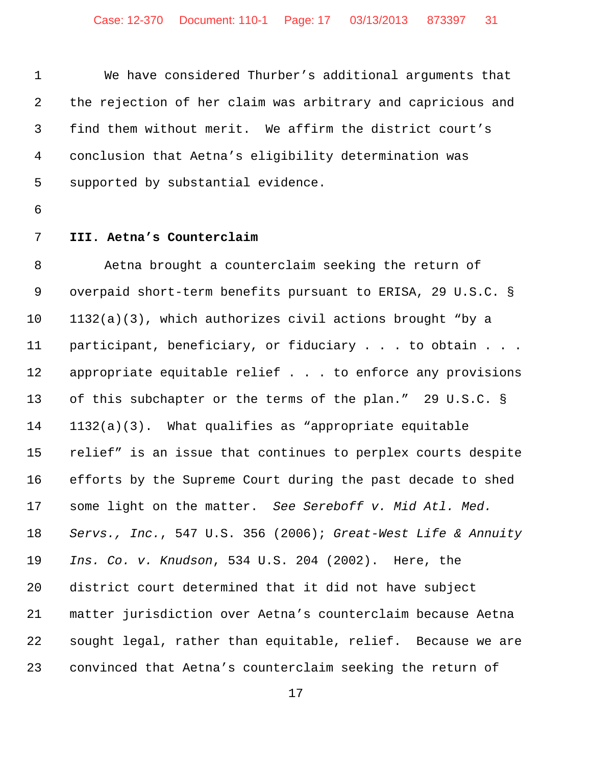We have considered Thurber's additional arguments that the rejection of her claim was arbitrary and capricious and find them without merit. We affirm the district court's conclusion that Aetna's eligibility determination was supported by substantial evidence.

**III. Aetna's Counterclaim**

Aetna brought a counterclaim seeking the return of overpaid short-term benefits pursuant to ERISA, 29 U.S.C. § 1132(a)(3), which authorizes civil actions brought "by a participant, beneficiary, or fiduciary . . . to obtain . . . appropriate equitable relief . . . to enforce any provisions of this subchapter or the terms of the plan." 29 U.S.C. § 1132(a)(3). What qualifies as "appropriate equitable relief" is an issue that continues to perplex courts despite efforts by the Supreme Court during the past decade to shed some light on the matter. *See Sereboff v. Mid Atl. Med. Servs., Inc.*, 547 U.S. 356 (2006); *Great-West Life & Annuity Ins. Co. v. Knudson*, 534 U.S. 204 (2002). Here, the district court determined that it did not have subject matter jurisdiction over Aetna's counterclaim because Aetna sought legal, rather than equitable, relief. Because we are convinced that Aetna's counterclaim seeking the return of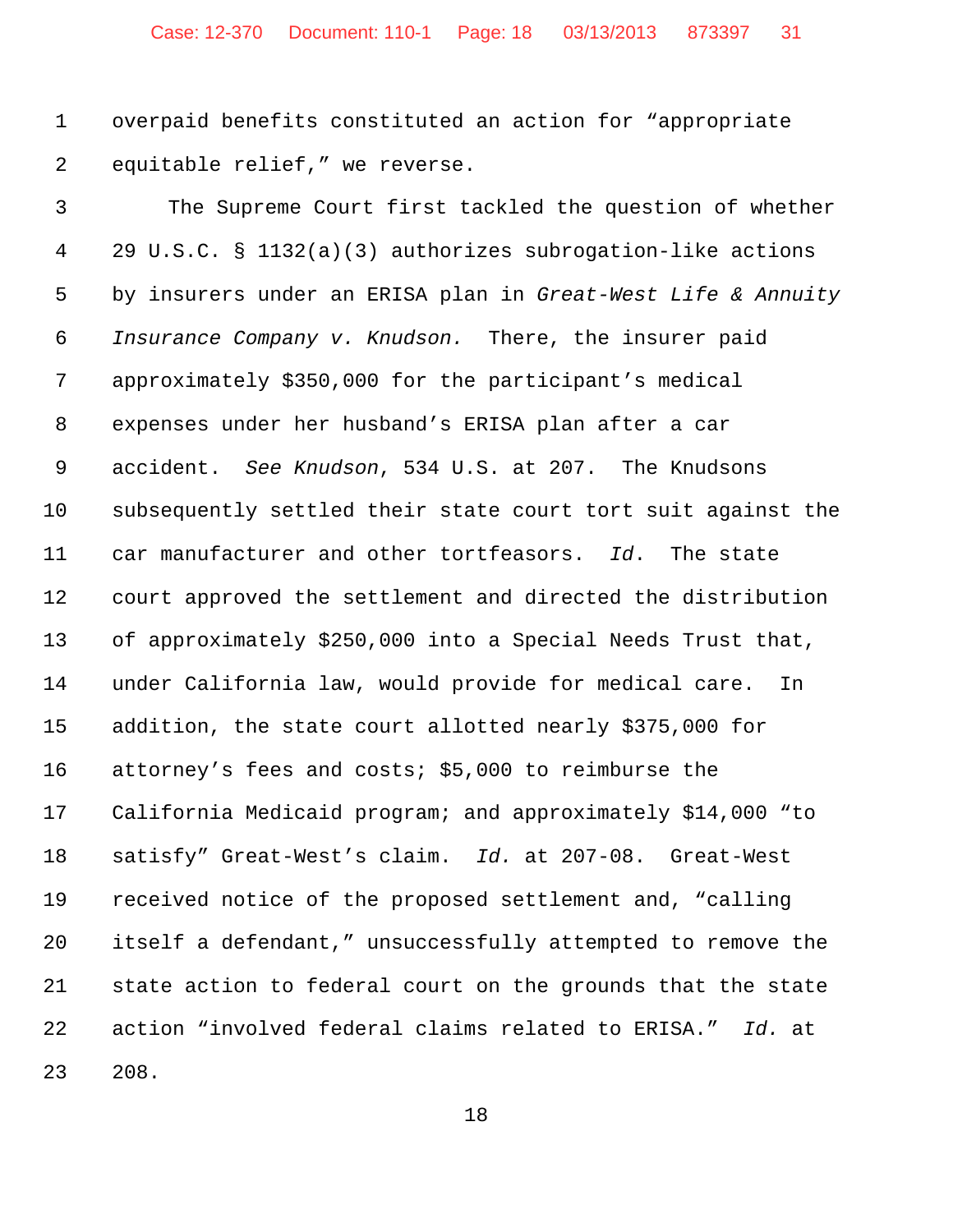overpaid benefits constituted an action for "appropriate equitable relief," we reverse.

The Supreme Court first tackled the question of whether 29 U.S.C. § 1132(a)(3) authorizes subrogation-like actions by insurers under an ERISA plan in *Great-West Life & Annuity Insurance Company v. Knudson.* There, the insurer paid approximately $350,000 for the participant's medical expenses under her husband's ERISA plan after a car accident. *See Knudson*, 534 U.S. at 207. The Knudsons subsequently settled their state court tort suit against the car manufacturer and other tortfeasors. *Id*. The state court approved the settlement and directed the distribution of approximately $250,000 into a Special Needs Trust that, under California law, would provide for medical care. In addition, the state court allotted nearly $375,000 for attorney's fees and costs; $5,000 to reimburse the California Medicaid program; and approximately $14,000 "to satisfy" Great-West's claim. *Id.* at 207-08. Great-West received notice of the proposed settlement and, "calling itself a defendant," unsuccessfully attempted to remove the state action to federal court on the grounds that the state action "involved federal claims related to ERISA." *Id.* at 208.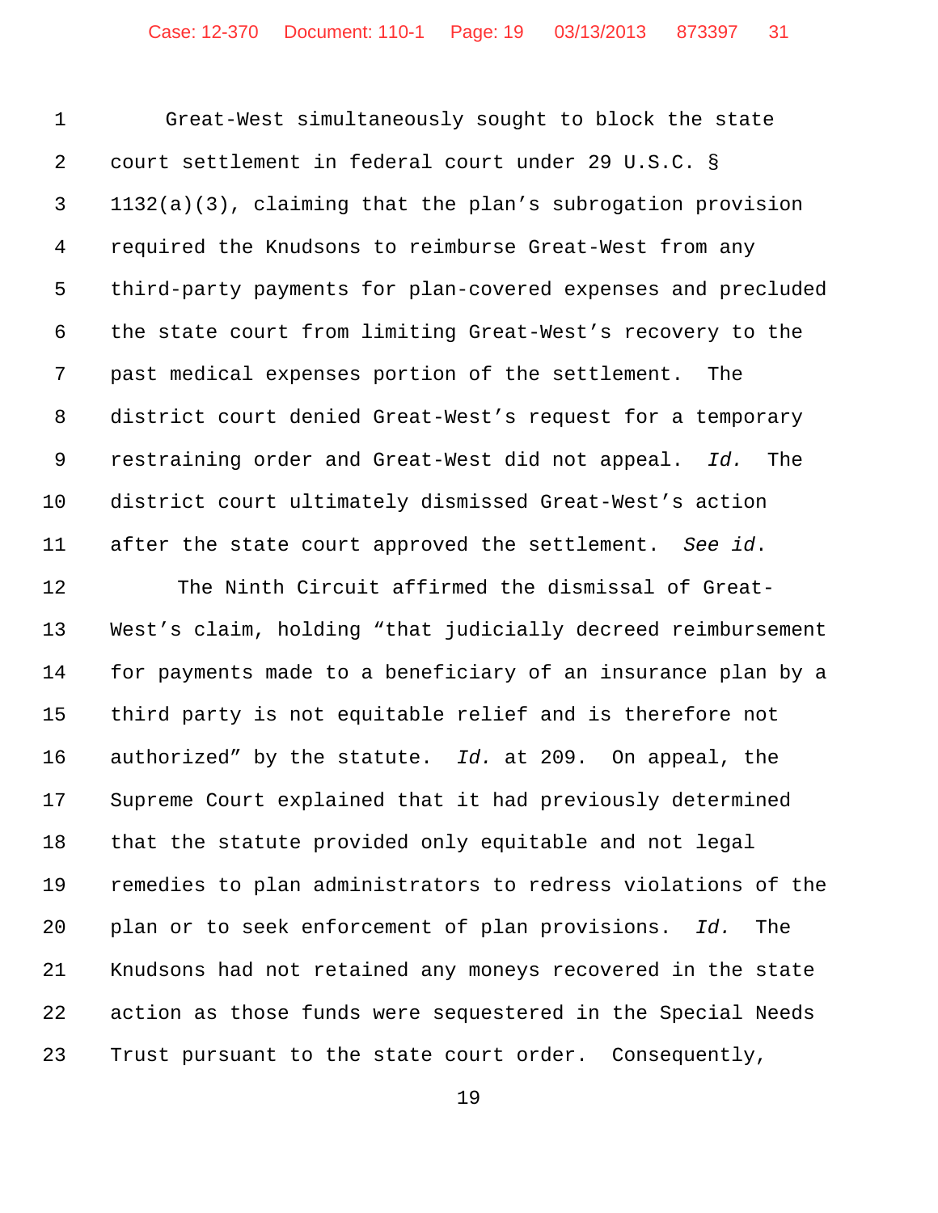Great-West simultaneously sought to block the state court settlement in federal court under 29 U.S.C. § 1132(a)(3), claiming that the plan's subrogation provision required the Knudsons to reimburse Great-West from any third-party payments for plan-covered expenses and precluded the state court from limiting Great-West's recovery to the past medical expenses portion of the settlement. The district court denied Great-West's request for a temporary restraining order and Great-West did not appeal. *Id.* The district court ultimately dismissed Great-West's action after the state court approved the settlement. *See id.*

The Ninth Circuit affirmed the dismissal of Great-West's claim, holding "that judicially decreed reimbursement for payments made to a beneficiary of an insurance plan by a third party is not equitable relief and is therefore not authorized" by the statute. *Id.* at 209. On appeal, the Supreme Court explained that it had previously determined that the statute provided only equitable and not legal remedies to plan administrators to redress violations of the plan or to seek enforcement of plan provisions. *Id.* The Knudsons had not retained any moneys recovered in the state action as those funds were sequestered in the Special Needs Trust pursuant to the state court order. Consequently,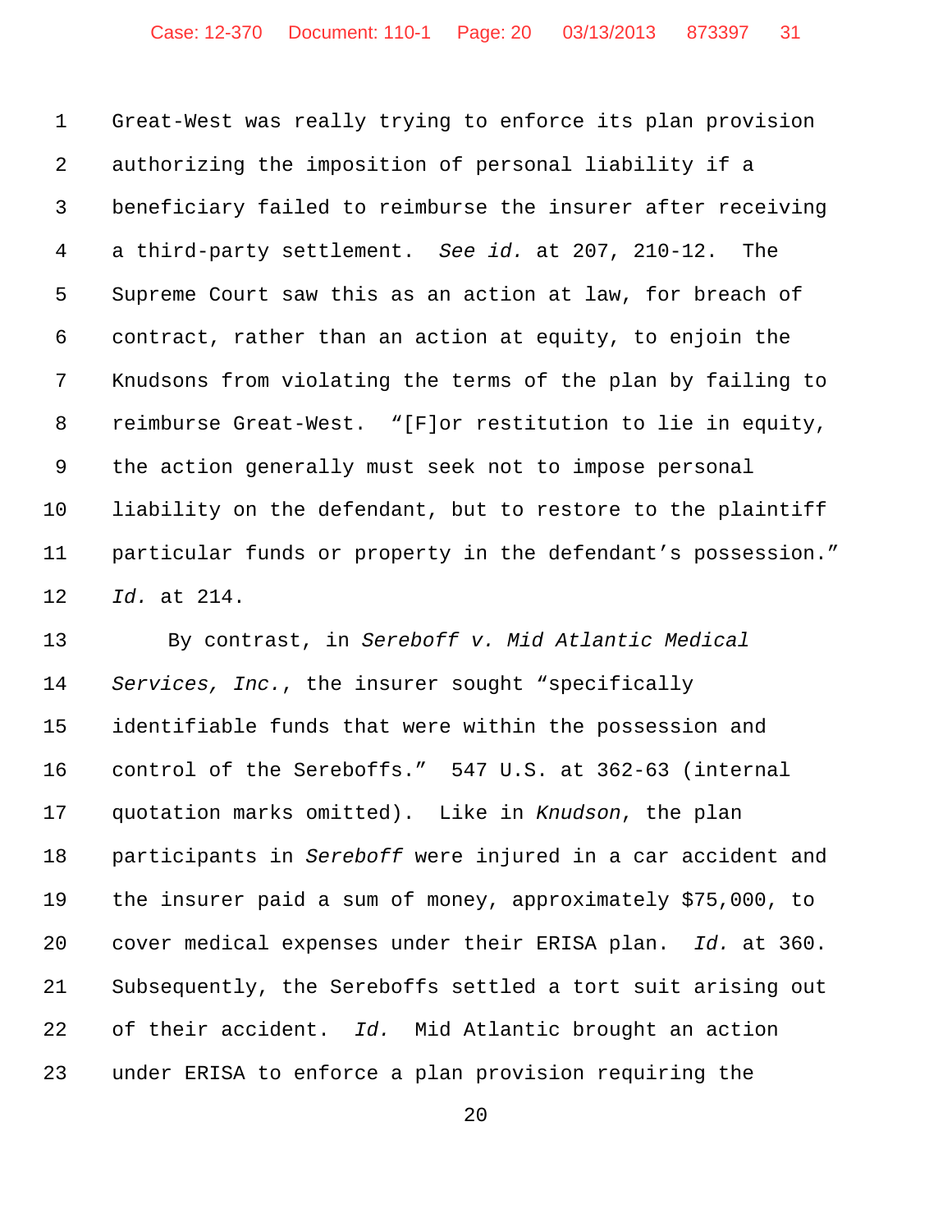Great-West was really trying to enforce its plan provision authorizing the imposition of personal liability if a beneficiary failed to reimburse the insurer after receiving a third-party settlement. *See id.* at 207, 210-12. The Supreme Court saw this as an action at law, for breach of contract, rather than an action at equity, to enjoin the Knudsons from violating the terms of the plan by failing to reimburse Great-West. "[F]or restitution to lie in equity, the action generally must seek not to impose personal liability on the defendant, but to restore to the plaintiff particular funds or property in the defendant's possession." *Id.* at 214.

By contrast, in *Sereboff v. Mid Atlantic Medical Services, Inc.*, the insurer sought "specifically identifiable funds that were within the possession and control of the Sereboffs." 547 U.S. at 362-63 (internal quotation marks omitted). Like in *Knudson*, the plan participants in *Sereboff* were injured in a car accident and the insurer paid a sum of money, approximately $75,000, to cover medical expenses under their ERISA plan. *Id.* at 360. Subsequently, the Sereboffs settled a tort suit arising out of their accident. *Id.* Mid Atlantic brought an action under ERISA to enforce a plan provision requiring the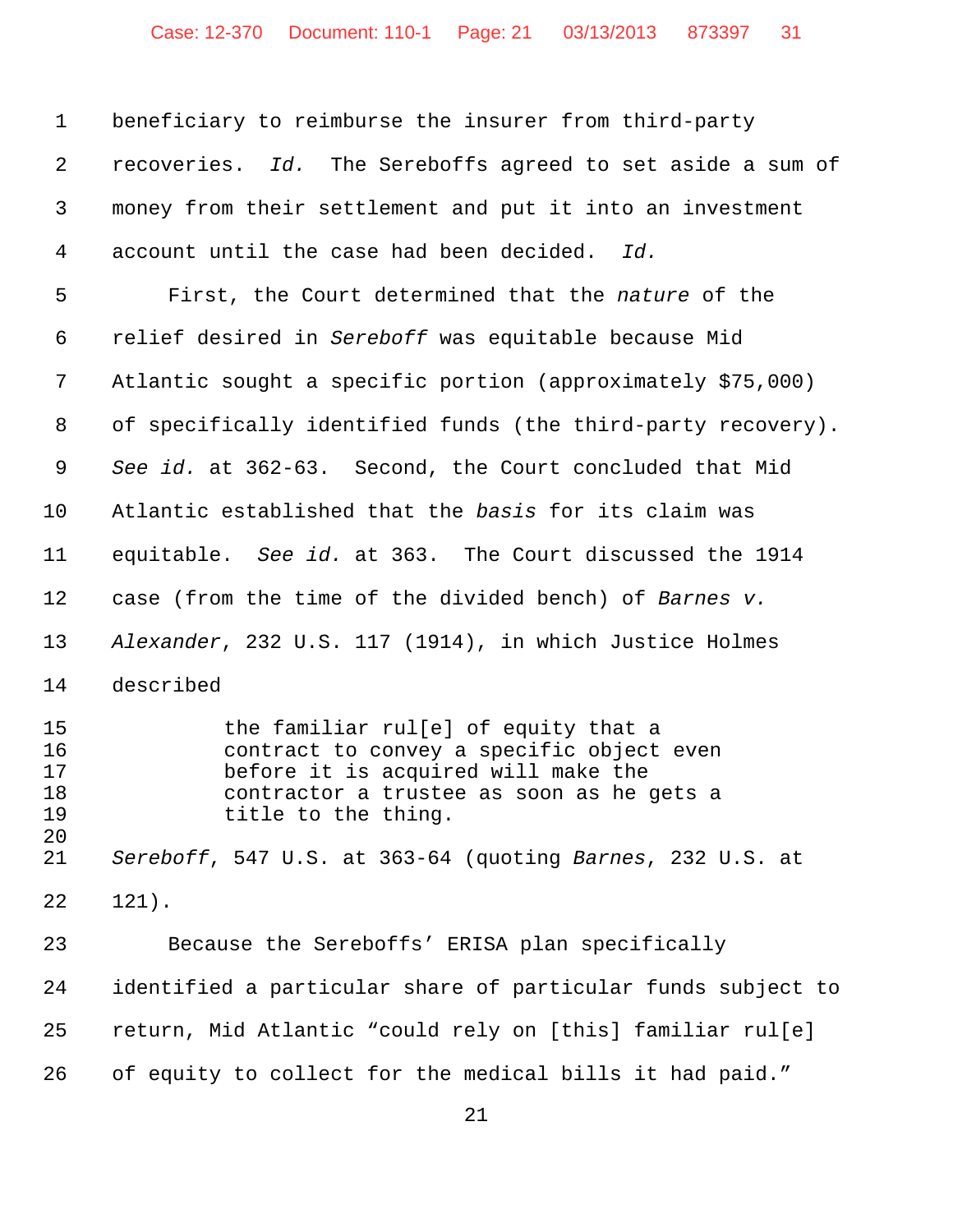beneficiary to reimburse the insurer from third-party recoveries. *Id.* The Sereboffs agreed to set aside a sum of money from their settlement and put it into an investment account until the case had been decided. *Id.*

First, the Court determined that the *nature* of the relief desired in *Sereboff* was equitable because Mid Atlantic sought a specific portion (approximately $75,000) of specifically identified funds (the third-party recovery). *See id.* at 362-63. Second, the Court concluded that Mid Atlantic established that the *basis* for its claim was equitable. *See id.* at 363. The Court discussed the 1914 case (from the time of the divided bench) of *Barnes v. Alexander*, 232 U.S. 117 (1914), in which Justice Holmes described

> the familiar rul[e] of equity that a contract to convey a specific object even before it is acquired will make the contractor a trustee as soon as he gets a title to the thing.

*Sereboff*, 547 U.S. at 363-64 (quoting *Barnes*, 232 U.S. at 121).

Because the Sereboffs' ERISA plan specifically identified a particular share of particular funds subject to return, Mid Atlantic "could rely on [this] familiar rul[e] of equity to collect for the medical bills it had paid."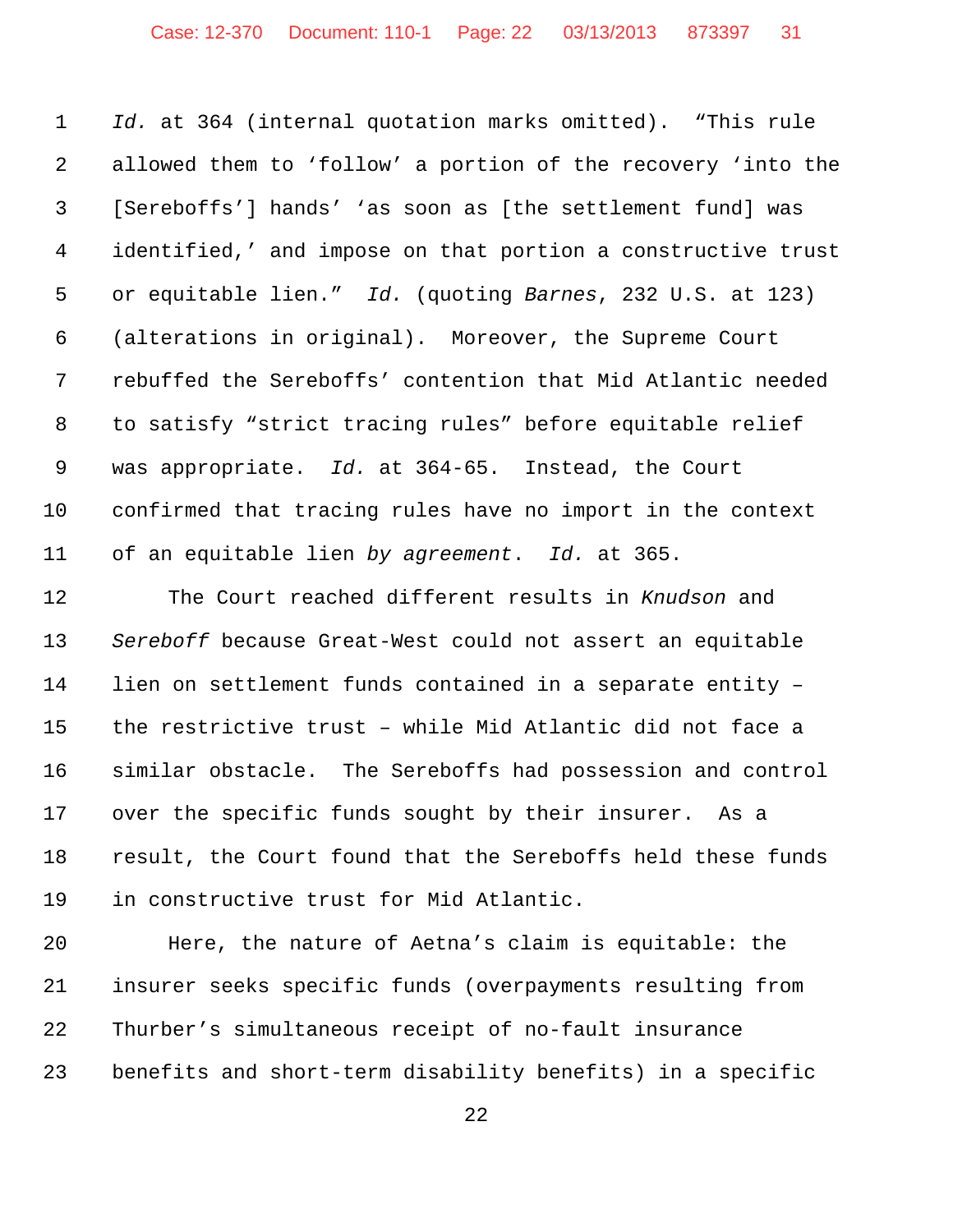*Id.* at 364 (internal quotation marks omitted). "This rule allowed them to 'follow' a portion of the recovery 'into the [Sereboffs'] hands' 'as soon as [the settlement fund] was identified,' and impose on that portion a constructive trust or equitable lien." *Id.* (quoting *Barnes*, 232 U.S. at 123) (alterations in original). Moreover, the Supreme Court rebuffed the Sereboffs' contention that Mid Atlantic needed to satisfy "strict tracing rules" before equitable relief was appropriate. *Id.* at 364-65. Instead, the Court confirmed that tracing rules have no import in the context of an equitable lien *by agreement*. *Id.* at 365.

The Court reached different results in *Knudson* and *Sereboff* because Great-West could not assert an equitable lien on settlement funds contained in a separate entity – the restrictive trust – while Mid Atlantic did not face a similar obstacle. The Sereboffs had possession and control over the specific funds sought by their insurer. As a result, the Court found that the Sereboffs held these funds in constructive trust for Mid Atlantic.

Here, the nature of Aetna's claim is equitable: the insurer seeks specific funds (overpayments resulting from Thurber's simultaneous receipt of no-fault insurance benefits and short-term disability benefits) in a specific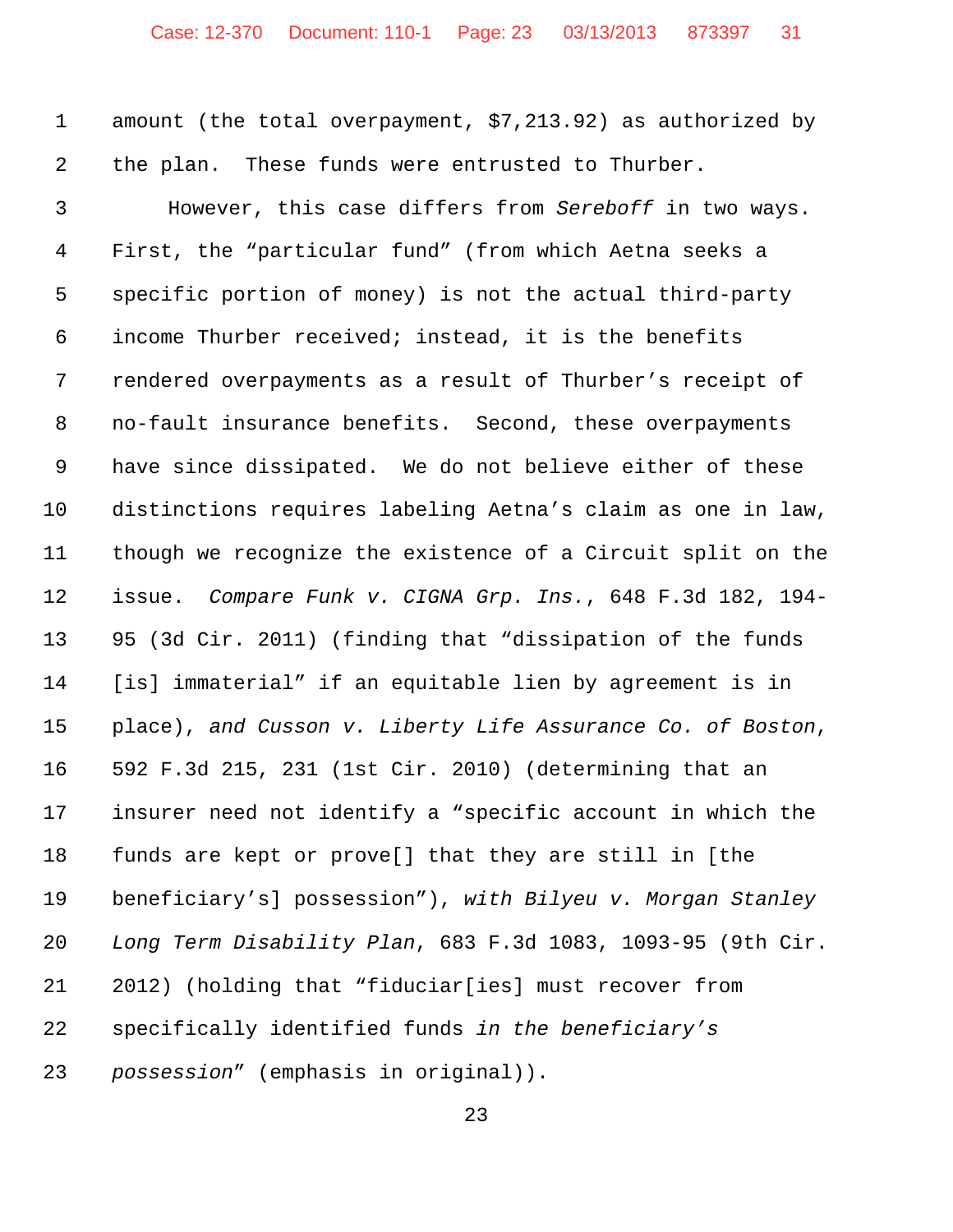amount (the total overpayment, $7,213.92) as authorized by the plan. These funds were entrusted to Thurber.

However, this case differs from *Sereboff* in two ways. First, the "particular fund" (from which Aetna seeks a specific portion of money) is not the actual third-party income Thurber received; instead, it is the benefits rendered overpayments as a result of Thurber's receipt of no-fault insurance benefits. Second, these overpayments have since dissipated. We do not believe either of these distinctions requires labeling Aetna's claim as one in law, though we recognize the existence of a Circuit split on the issue. *Compare Funk v. CIGNA Grp. Ins.*, 648 F.3d 182, 194-95 (3d Cir. 2011) (finding that "dissipation of the funds [is] immaterial" if an equitable lien by agreement is in place), *and Cusson v. Liberty Life Assurance Co. of Boston*, 592 F.3d 215, 231 (1st Cir. 2010) (determining that an insurer need not identify a "specific account in which the funds are kept or prove[] that they are still in [the beneficiary's] possession"), *with Bilyeu v. Morgan Stanley Long Term Disability Plan*, 683 F.3d 1083, 1093-95 (9th Cir. 2012) (holding that "fiduciar[ies] must recover from specifically identified funds *in the beneficiary's possession*" (emphasis in original)).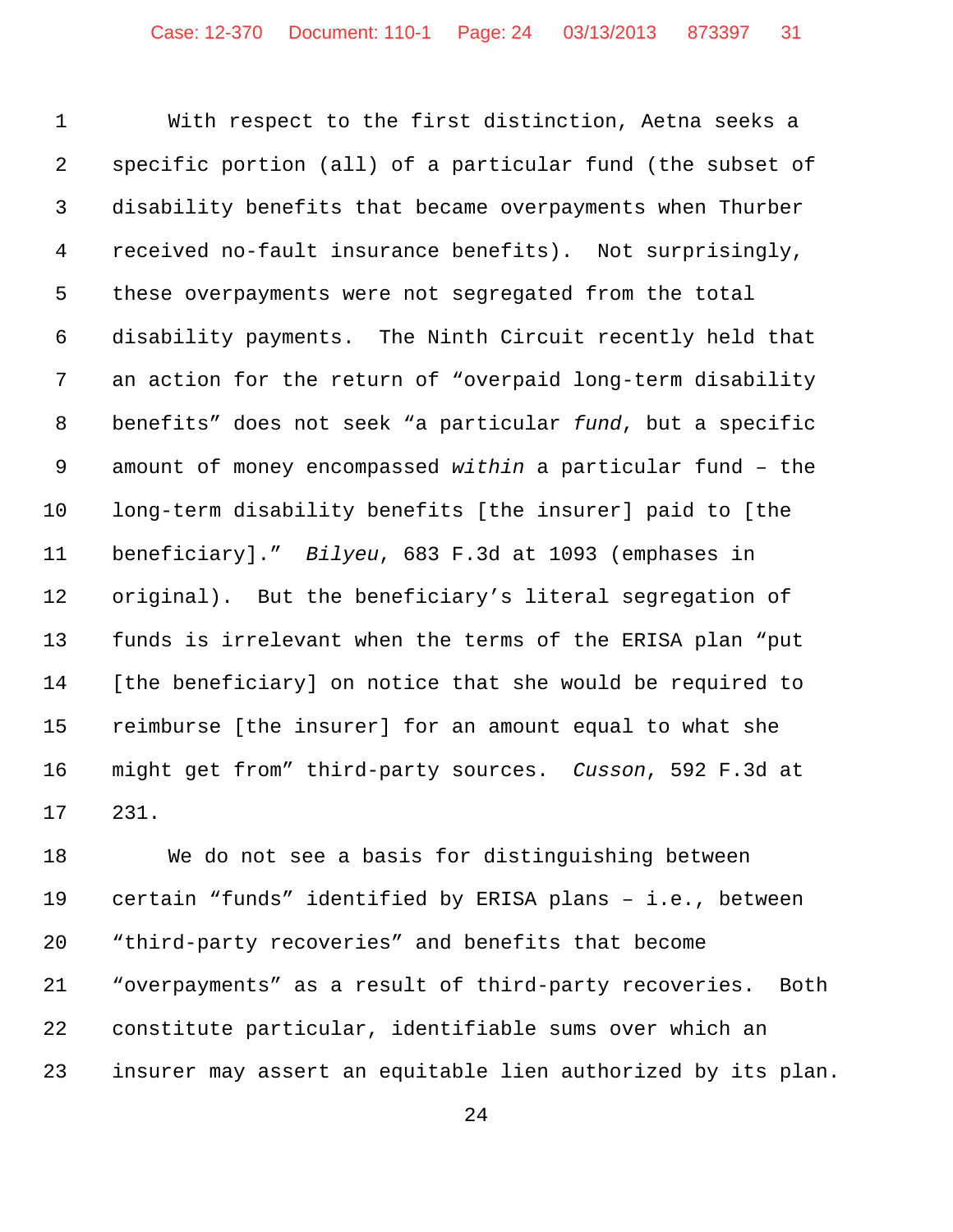With respect to the first distinction, Aetna seeks a specific portion (all) of a particular fund (the subset of disability benefits that became overpayments when Thurber received no-fault insurance benefits). Not surprisingly, these overpayments were not segregated from the total disability payments. The Ninth Circuit recently held that an action for the return of "overpaid long-term disability benefits" does not seek "a particular *fund*, but a specific amount of money encompassed *within* a particular fund – the long-term disability benefits [the insurer] paid to [the beneficiary]." *Bilyeu*, 683 F.3d at 1093 (emphases in original). But the beneficiary's literal segregation of funds is irrelevant when the terms of the ERISA plan "put [the beneficiary] on notice that she would be required to reimburse [the insurer] for an amount equal to what she might get from" third-party sources. *Cusson*, 592 F.3d at 231.

We do not see a basis for distinguishing between certain "funds" identified by ERISA plans – i.e., between "third-party recoveries" and benefits that become "overpayments" as a result of third-party recoveries. Both constitute particular, identifiable sums over which an insurer may assert an equitable lien authorized by its plan.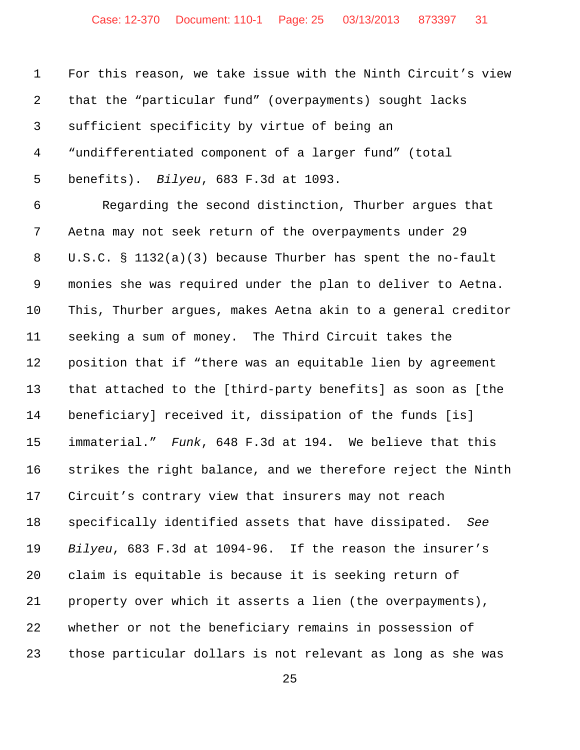For this reason, we take issue with the Ninth Circuit's view that the "particular fund" (overpayments) sought lacks sufficient specificity by virtue of being an "undifferentiated component of a larger fund" (total benefits). *Bilyeu*, 683 F.3d at 1093.

Regarding the second distinction, Thurber argues that Aetna may not seek return of the overpayments under 29 U.S.C. § 1132(a)(3) because Thurber has spent the no-fault monies she was required under the plan to deliver to Aetna. This, Thurber argues, makes Aetna akin to a general creditor seeking a sum of money. The Third Circuit takes the position that if "there was an equitable lien by agreement that attached to the [third-party benefits] as soon as [the beneficiary] received it, dissipation of the funds [is] immaterial." *Funk*, 648 F.3d at 194. We believe that this strikes the right balance, and we therefore reject the Ninth Circuit's contrary view that insurers may not reach specifically identified assets that have dissipated. *See Bilyeu*, 683 F.3d at 1094-96. If the reason the insurer's claim is equitable is because it is seeking return of property over which it asserts a lien (the overpayments), whether or not the beneficiary remains in possession of those particular dollars is not relevant as long as she was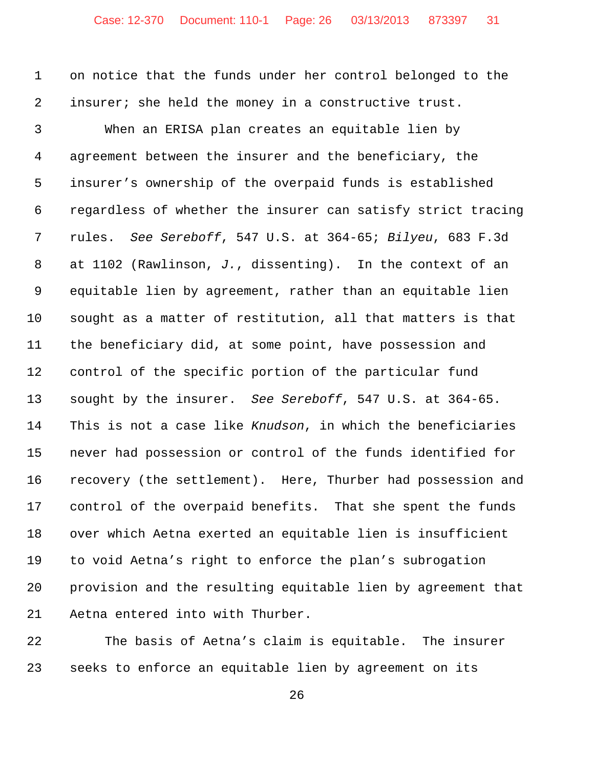on notice that the funds under her control belonged to the insurer; she held the money in a constructive trust.

When an ERISA plan creates an equitable lien by agreement between the insurer and the beneficiary, the insurer's ownership of the overpaid funds is established regardless of whether the insurer can satisfy strict tracing rules. *See Sereboff*, 547 U.S. at 364-65; *Bilyeu*, 683 F.3d at 1102 (Rawlinson, *J.*, dissenting). In the context of an equitable lien by agreement, rather than an equitable lien sought as a matter of restitution, all that matters is that the beneficiary did, at some point, have possession and control of the specific portion of the particular fund sought by the insurer. *See Sereboff*, 547 U.S. at 364-65. This is not a case like *Knudson*, in which the beneficiaries never had possession or control of the funds identified for recovery (the settlement). Here, Thurber had possession and control of the overpaid benefits. That she spent the funds over which Aetna exerted an equitable lien is insufficient to void Aetna's right to enforce the plan's subrogation provision and the resulting equitable lien by agreement that Aetna entered into with Thurber.

The basis of Aetna's claim is equitable. The insurer seeks to enforce an equitable lien by agreement on its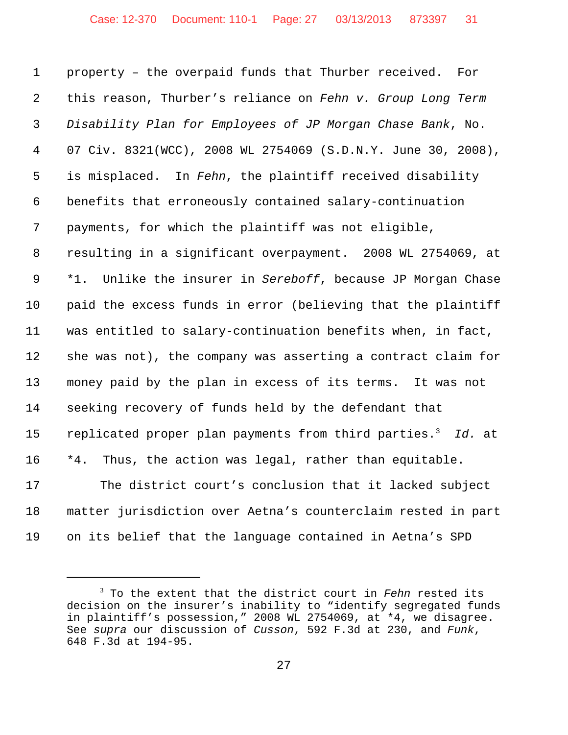property – the overpaid funds that Thurber received. For this reason, Thurber's reliance on *Fehn v. Group Long Term Disability Plan for Employees of JP Morgan Chase Bank*, No. 07 Civ. 8321(WCC), 2008 WL 2754069 (S.D.N.Y. June 30, 2008), is misplaced. In *Fehn*, the plaintiff received disability benefits that erroneously contained salary-continuation payments, for which the plaintiff was not eligible, resulting in a significant overpayment. 2008 WL 2754069, at *1. Unlike the insurer in *Sereboff*, because JP Morgan Chase paid the excess funds in error (believing that the plaintiff was entitled to salary-continuation benefits when, in fact, she was not), the company was asserting a contract claim for money paid by the plan in excess of its terms. It was not seeking recovery of funds held by the defendant that replicated proper plan payments from third parties.[3] *Id.* at *4. Thus, the action was legal, rather than equitable.

The district court's conclusion that it lacked subject matter jurisdiction over Aetna's counterclaim rested in part on its belief that the language contained in Aetna's SPD

---

[3] To the extent that the district court in *Fehn* rested its decision on the insurer's inability to "identify segregated funds in plaintiff's possession," 2008 WL 2754069, at *4, we disagree. See *supra* our discussion of *Cusson*, 592 F.3d at 230, and *Funk*, 648 F.3d at 194-95.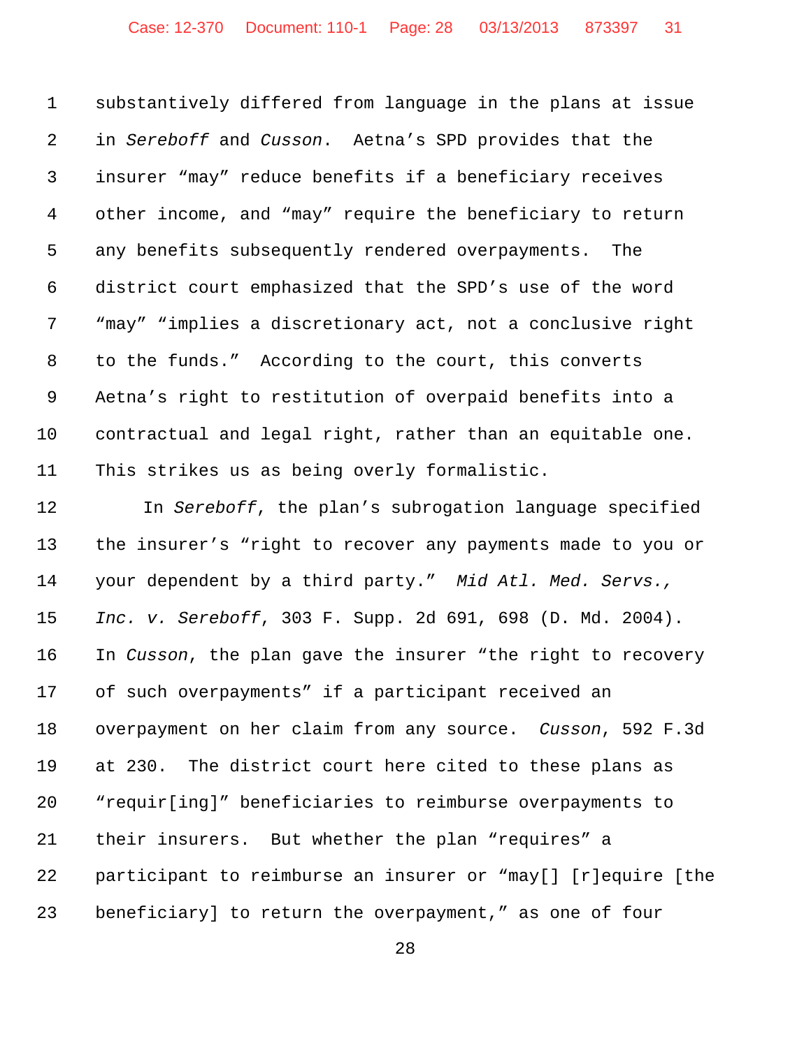substantively differed from language in the plans at issue in *Sereboff* and *Cusson*. Aetna's SPD provides that the insurer "may" reduce benefits if a beneficiary receives other income, and "may" require the beneficiary to return any benefits subsequently rendered overpayments. The district court emphasized that the SPD's use of the word "may" "implies a discretionary act, not a conclusive right to the funds." According to the court, this converts Aetna's right to restitution of overpaid benefits into a contractual and legal right, rather than an equitable one. This strikes us as being overly formalistic.

In *Sereboff*, the plan's subrogation language specified the insurer's "right to recover any payments made to you or your dependent by a third party." *Mid Atl. Med. Servs., Inc. v. Sereboff*, 303 F. Supp. 2d 691, 698 (D. Md. 2004). In *Cusson*, the plan gave the insurer "the right to recovery of such overpayments" if a participant received an overpayment on her claim from any source. *Cusson*, 592 F.3d at 230. The district court here cited to these plans as "requir[ing]" beneficiaries to reimburse overpayments to their insurers. But whether the plan "requires" a participant to reimburse an insurer or "may[] [r]equire [the beneficiary] to return the overpayment," as one of four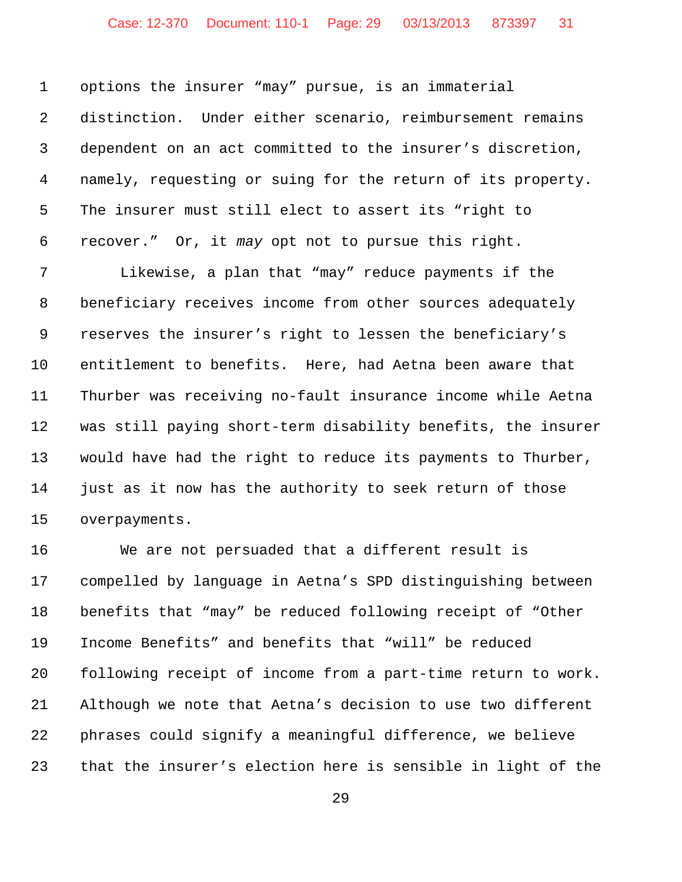options the insurer "may" pursue, is an immaterial distinction. Under either scenario, reimbursement remains dependent on an act committed to the insurer's discretion, namely, requesting or suing for the return of its property. The insurer must still elect to assert its "right to recover." Or, it *may* opt not to pursue this right.

Likewise, a plan that "may" reduce payments if the beneficiary receives income from other sources adequately reserves the insurer's right to lessen the beneficiary's entitlement to benefits. Here, had Aetna been aware that Thurber was receiving no-fault insurance income while Aetna was still paying short-term disability benefits, the insurer would have had the right to reduce its payments to Thurber, just as it now has the authority to seek return of those overpayments.

We are not persuaded that a different result is compelled by language in Aetna's SPD distinguishing between benefits that "may" be reduced following receipt of "Other Income Benefits" and benefits that "will" be reduced following receipt of income from a part-time return to work. Although we note that Aetna's decision to use two different phrases could signify a meaningful difference, we believe that the insurer's election here is sensible in light of the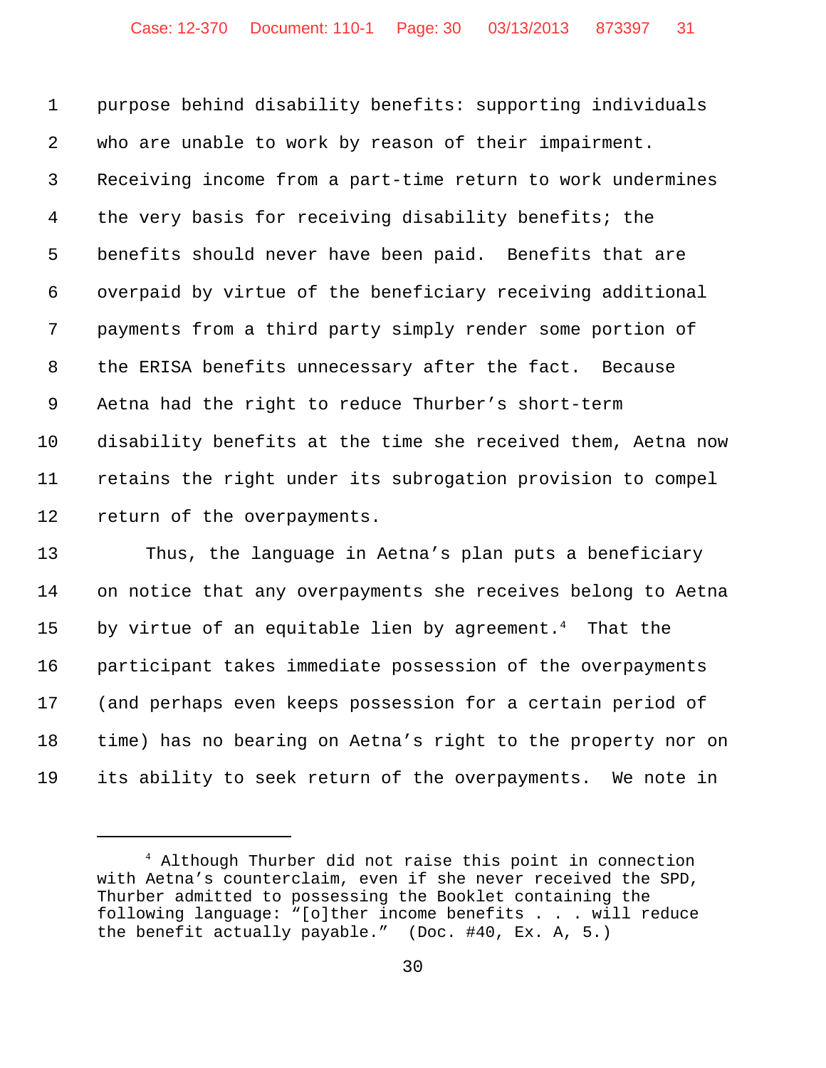purpose behind disability benefits: supporting individuals who are unable to work by reason of their impairment. Receiving income from a part-time return to work undermines the very basis for receiving disability benefits; the benefits should never have been paid. Benefits that are overpaid by virtue of the beneficiary receiving additional payments from a third party simply render some portion of the ERISA benefits unnecessary after the fact. Because Aetna had the right to reduce Thurber's short-term disability benefits at the time she received them, Aetna now retains the right under its subrogation provision to compel return of the overpayments.

Thus, the language in Aetna's plan puts a beneficiary on notice that any overpayments she receives belong to Aetna by virtue of an equitable lien by agreement.[4] That the participant takes immediate possession of the overpayments (and perhaps even keeps possession for a certain period of time) has no bearing on Aetna's right to the property nor on its ability to seek return of the overpayments. We note in

---

[4] Although Thurber did not raise this point in connection with Aetna's counterclaim, even if she never received the SPD, Thurber admitted to possessing the Booklet containing the following language: "[o]ther income benefits . . . will reduce the benefit actually payable." (Doc. #40, Ex. A, 5.)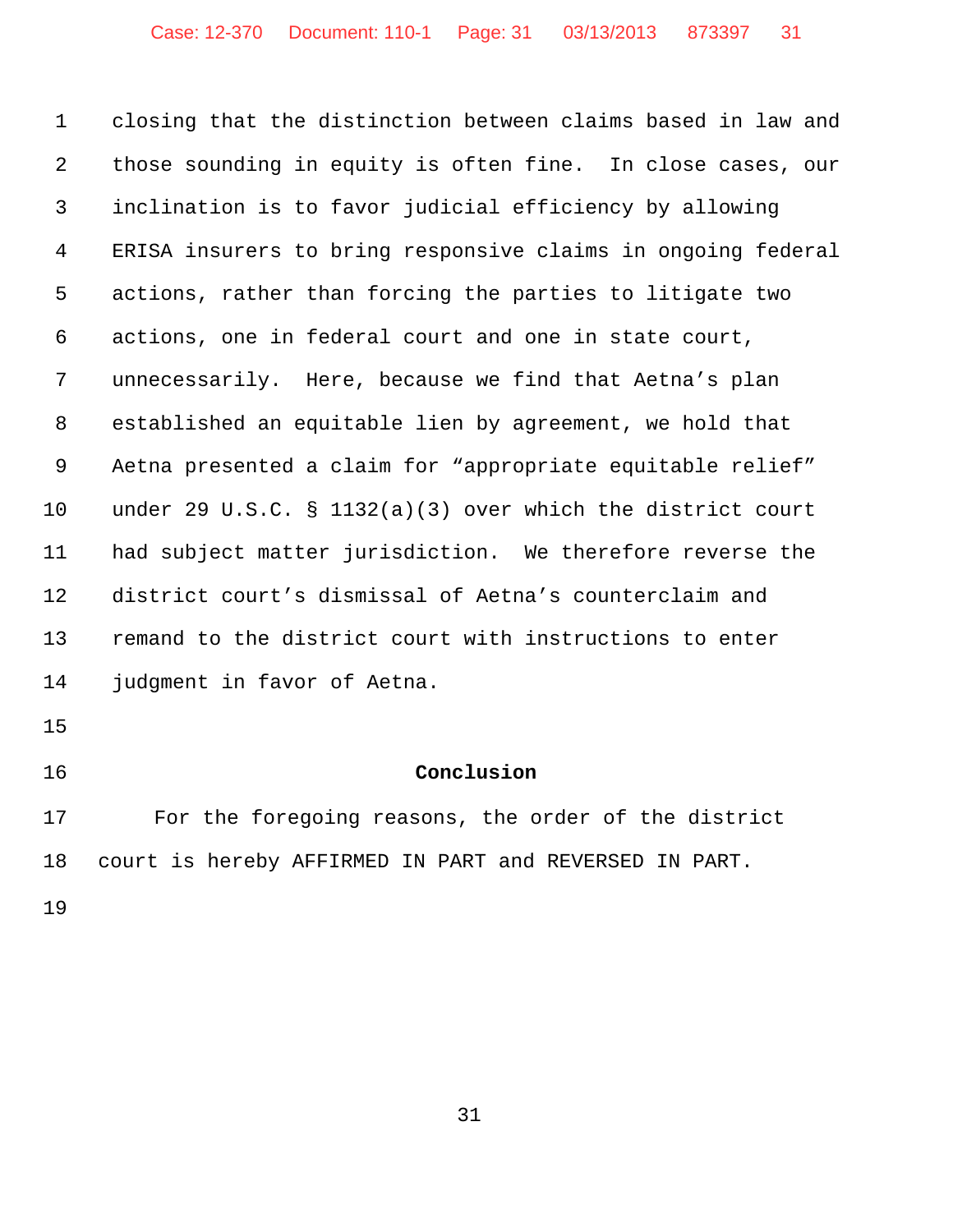closing that the distinction between claims based in law and those sounding in equity is often fine. In close cases, our inclination is to favor judicial efficiency by allowing ERISA insurers to bring responsive claims in ongoing federal actions, rather than forcing the parties to litigate two actions, one in federal court and one in state court, unnecessarily. Here, because we find that Aetna's plan established an equitable lien by agreement, we hold that Aetna presented a claim for "appropriate equitable relief" under 29 U.S.C. § 1132(a)(3) over which the district court had subject matter jurisdiction. We therefore reverse the district court's dismissal of Aetna's counterclaim and remand to the district court with instructions to enter judgment in favor of Aetna.

## Conclusion

For the foregoing reasons, the order of the district court is hereby AFFIRMED IN PART and REVERSED IN PART.